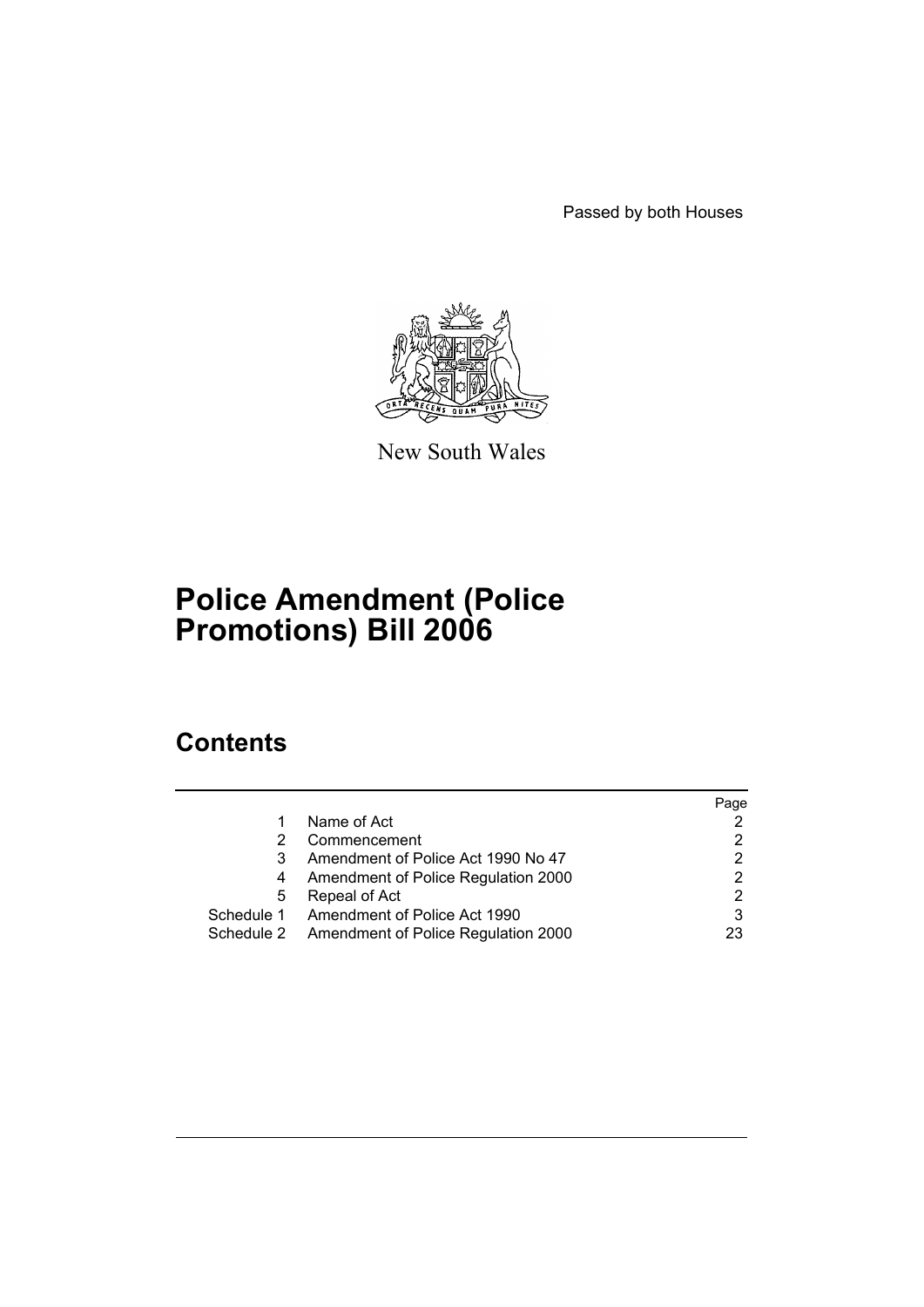Passed by both Houses

New South Wales

# Police Amendment (Police Promotions) Bill 2006

## Contents

| | | Page |
|---|---|---|
| 1 | Name of Act | 2 |
| 2 | Commencement | 2 |
| 3 | Amendment of Police Act 1990 No 47 | 2 |
| 4 | Amendment of Police Regulation 2000 | 2 |
| 5 | Repeal of Act | 2 |
| Schedule 1 | Amendment of Police Act 1990 | 3 |
| Schedule 2 | Amendment of Police Regulation 2000 | 23 |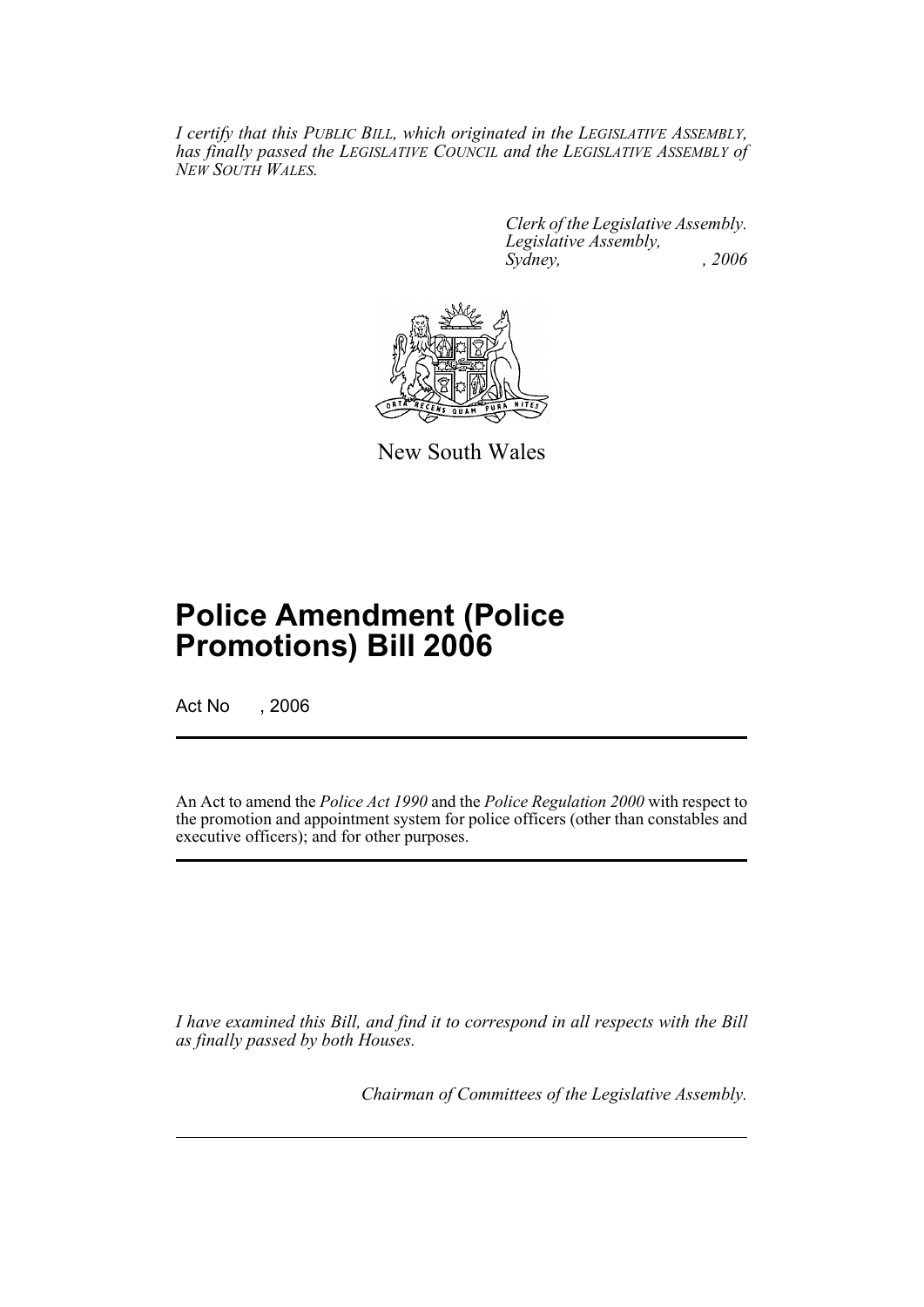*I certify that this PUBLIC BILL, which originated in the LEGISLATIVE ASSEMBLY, has finally passed the LEGISLATIVE COUNCIL and the LEGISLATIVE ASSEMBLY of NEW SOUTH WALES.*

*Clerk of the Legislative Assembly.*
*Legislative Assembly,*
*Sydney, , 2006*

New South Wales

# Police Amendment (Police Promotions) Bill 2006

Act No , 2006

An Act to amend the *Police Act 1990* and the *Police Regulation 2000* with respect to the promotion and appointment system for police officers (other than constables and executive officers); and for other purposes.

*I have examined this Bill, and find it to correspond in all respects with the Bill as finally passed by both Houses.*

*Chairman of Committees of the Legislative Assembly.*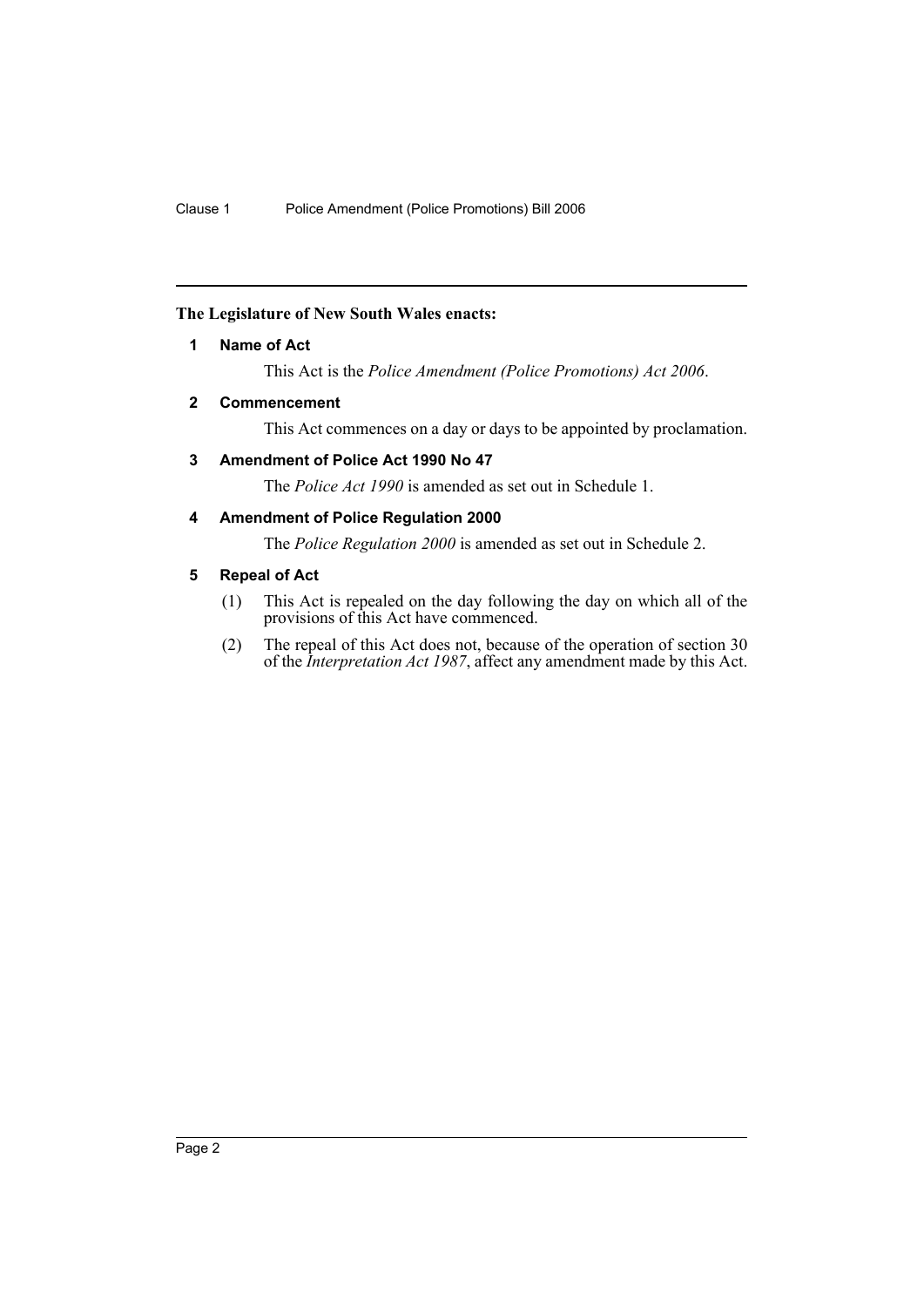**The Legislature of New South Wales enacts:**

## 1 Name of Act

This Act is the *Police Amendment (Police Promotions) Act 2006*.

## 2 Commencement

This Act commences on a day or days to be appointed by proclamation.

## 3 Amendment of Police Act 1990 No 47

The *Police Act 1990* is amended as set out in Schedule 1.

## 4 Amendment of Police Regulation 2000

The *Police Regulation 2000* is amended as set out in Schedule 2.

## 5 Repeal of Act

(1) This Act is repealed on the day following the day on which all of the provisions of this Act have commenced.

(2) The repeal of this Act does not, because of the operation of section 30 of the *Interpretation Act 1987*, affect any amendment made by this Act.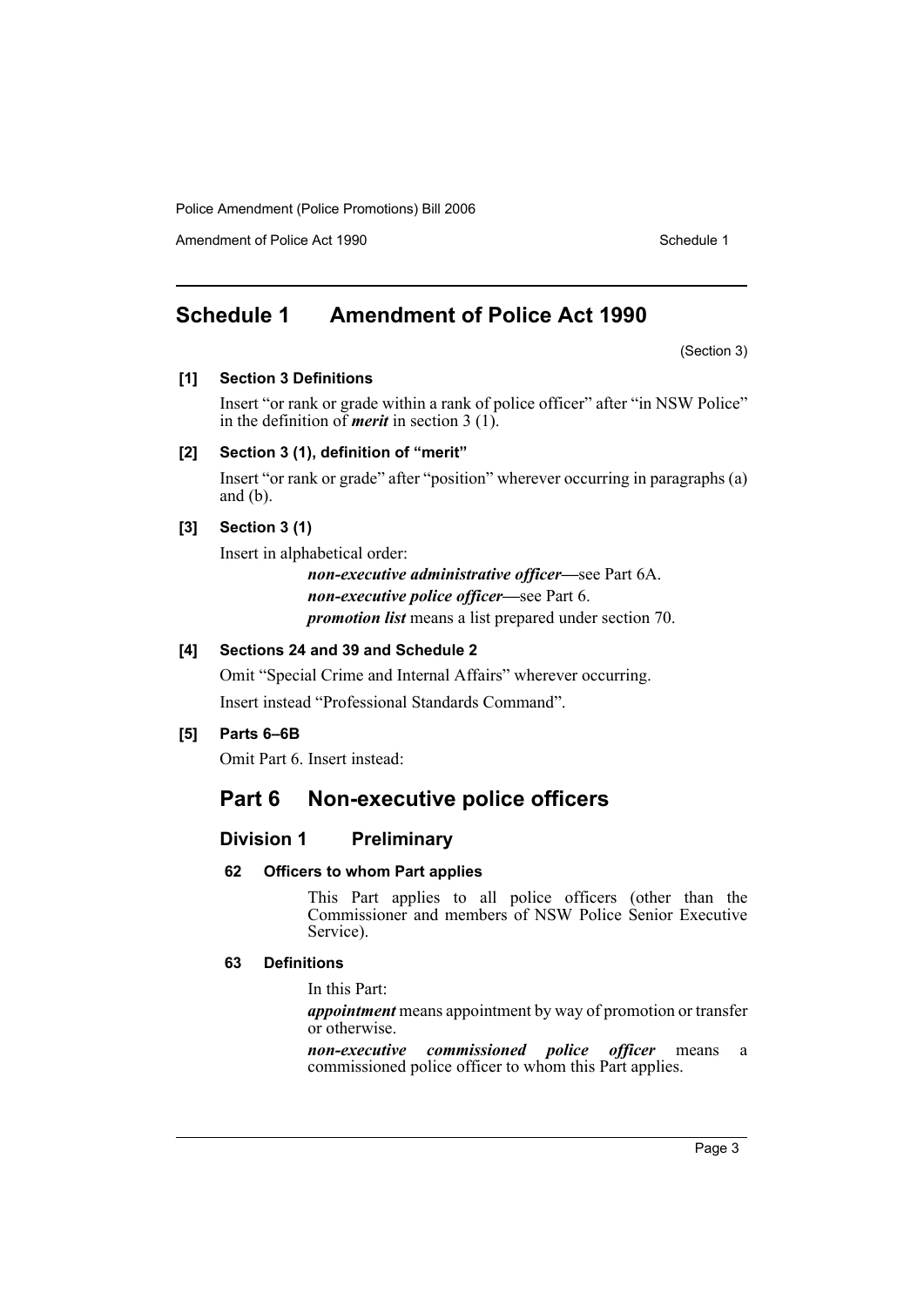# Schedule 1 Amendment of Police Act 1990

(Section 3)

**[1] Section 3 Definitions**

Insert "or rank or grade within a rank of police officer" after "in NSW Police" in the definition of ***merit*** in section 3 (1).

**[2] Section 3 (1), definition of "merit"**

Insert "or rank or grade" after "position" wherever occurring in paragraphs (a) and (b).

**[3] Section 3 (1)**

Insert in alphabetical order:

> ***non-executive administrative officer***—see Part 6A.
>
> ***non-executive police officer***—see Part 6.
>
> ***promotion list*** means a list prepared under section 70.

**[4] Sections 24 and 39 and Schedule 2**

Omit "Special Crime and Internal Affairs" wherever occurring.

Insert instead "Professional Standards Command".

**[5] Parts 6–6B**

Omit Part 6. Insert instead:

## Part 6 Non-executive police officers

### Division 1 Preliminary

**62 Officers to whom Part applies**

This Part applies to all police officers (other than the Commissioner and members of NSW Police Senior Executive Service).

**63 Definitions**

In this Part:

***appointment*** means appointment by way of promotion or transfer or otherwise.

***non-executive commissioned police officer*** means a commissioned police officer to whom this Part applies.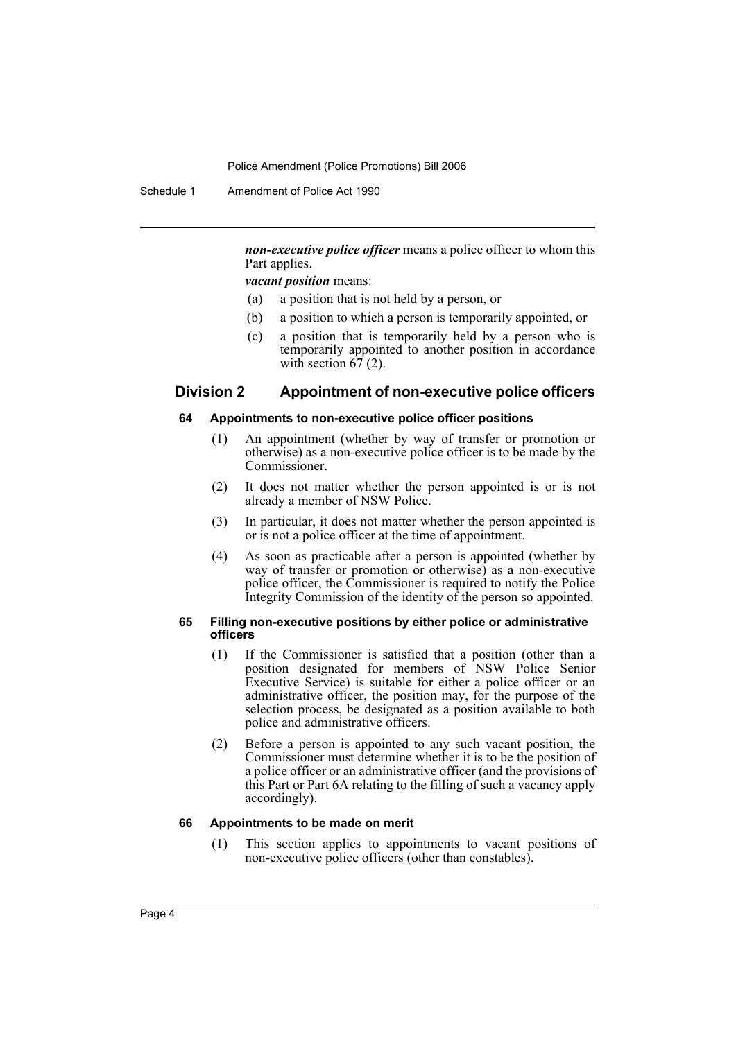***non-executive police officer*** means a police officer to whom this Part applies.

***vacant position*** means:

(a) a position that is not held by a person, or

(b) a position to which a person is temporarily appointed, or

(c) a position that is temporarily held by a person who is temporarily appointed to another position in accordance with section 67 (2).

## Division 2 Appointment of non-executive police officers

#### 64 Appointments to non-executive police officer positions

(1) An appointment (whether by way of transfer or promotion or otherwise) as a non-executive police officer is to be made by the Commissioner.

(2) It does not matter whether the person appointed is or is not already a member of NSW Police.

(3) In particular, it does not matter whether the person appointed is or is not a police officer at the time of appointment.

(4) As soon as practicable after a person is appointed (whether by way of transfer or promotion or otherwise) as a non-executive police officer, the Commissioner is required to notify the Police Integrity Commission of the identity of the person so appointed.

#### 65 Filling non-executive positions by either police or administrative officers

(1) If the Commissioner is satisfied that a position (other than a position designated for members of NSW Police Senior Executive Service) is suitable for either a police officer or an administrative officer, the position may, for the purpose of the selection process, be designated as a position available to both police and administrative officers.

(2) Before a person is appointed to any such vacant position, the Commissioner must determine whether it is to be the position of a police officer or an administrative officer (and the provisions of this Part or Part 6A relating to the filling of such a vacancy apply accordingly).

#### 66 Appointments to be made on merit

(1) This section applies to appointments to vacant positions of non-executive police officers (other than constables).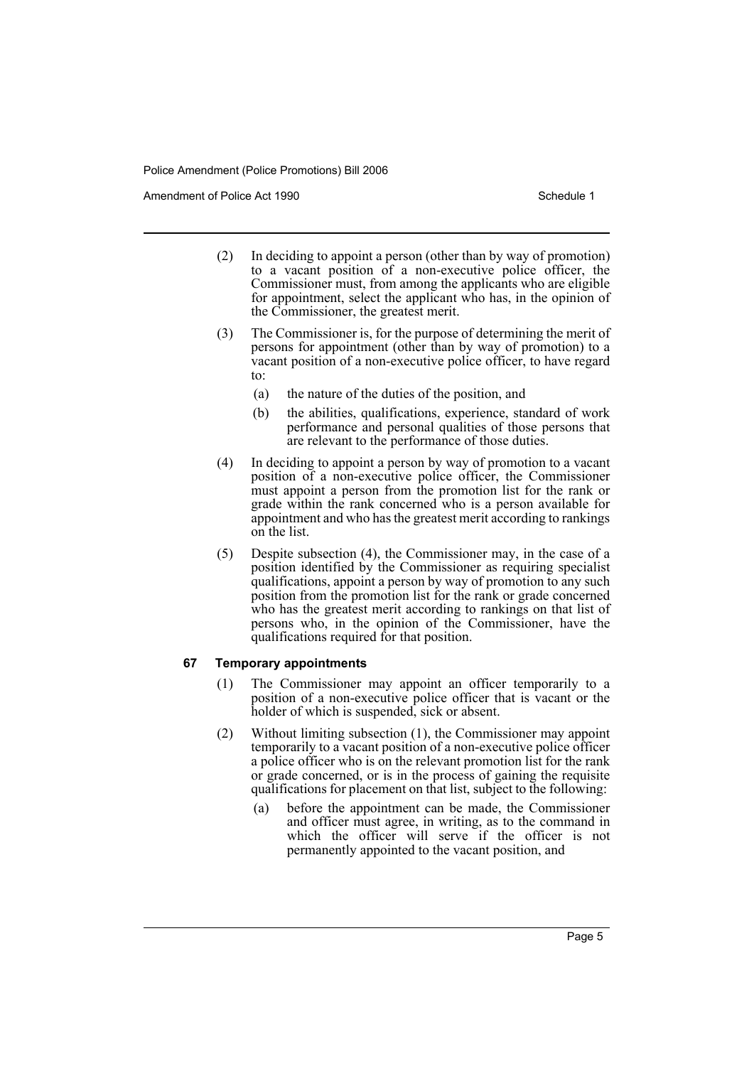(2) In deciding to appoint a person (other than by way of promotion) to a vacant position of a non-executive police officer, the Commissioner must, from among the applicants who are eligible for appointment, select the applicant who has, in the opinion of the Commissioner, the greatest merit.

(3) The Commissioner is, for the purpose of determining the merit of persons for appointment (other than by way of promotion) to a vacant position of a non-executive police officer, to have regard to:

  (a) the nature of the duties of the position, and

  (b) the abilities, qualifications, experience, standard of work performance and personal qualities of those persons that are relevant to the performance of those duties.

(4) In deciding to appoint a person by way of promotion to a vacant position of a non-executive police officer, the Commissioner must appoint a person from the promotion list for the rank or grade within the rank concerned who is a person available for appointment and who has the greatest merit according to rankings on the list.

(5) Despite subsection (4), the Commissioner may, in the case of a position identified by the Commissioner as requiring specialist qualifications, appoint a person by way of promotion to any such position from the promotion list for the rank or grade concerned who has the greatest merit according to rankings on that list of persons who, in the opinion of the Commissioner, have the qualifications required for that position.

### 67 Temporary appointments

(1) The Commissioner may appoint an officer temporarily to a position of a non-executive police officer that is vacant or the holder of which is suspended, sick or absent.

(2) Without limiting subsection (1), the Commissioner may appoint temporarily to a vacant position of a non-executive police officer a police officer who is on the relevant promotion list for the rank or grade concerned, or is in the process of gaining the requisite qualifications for placement on that list, subject to the following:

  (a) before the appointment can be made, the Commissioner and officer must agree, in writing, as to the command in which the officer will serve if the officer is not permanently appointed to the vacant position, and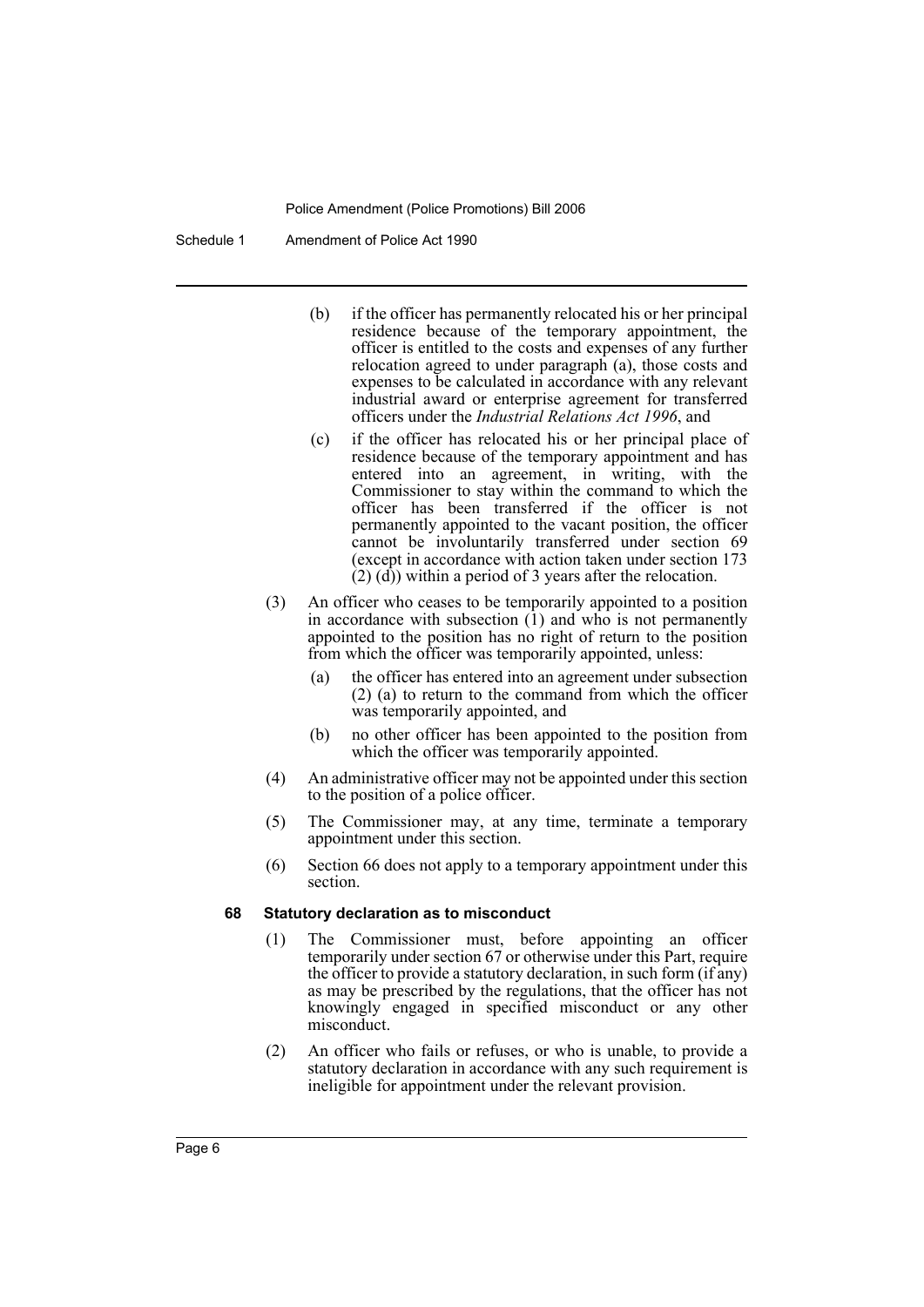(b) if the officer has permanently relocated his or her principal residence because of the temporary appointment, the officer is entitled to the costs and expenses of any further relocation agreed to under paragraph (a), those costs and expenses to be calculated in accordance with any relevant industrial award or enterprise agreement for transferred officers under the *Industrial Relations Act 1996*, and

(c) if the officer has relocated his or her principal place of residence because of the temporary appointment and has entered into an agreement, in writing, with the Commissioner to stay within the command to which the officer has been transferred if the officer is not permanently appointed to the vacant position, the officer cannot be involuntarily transferred under section 69 (except in accordance with action taken under section 173 (2) (d)) within a period of 3 years after the relocation.

(3) An officer who ceases to be temporarily appointed to a position in accordance with subsection (1) and who is not permanently appointed to the position has no right of return to the position from which the officer was temporarily appointed, unless:

(a) the officer has entered into an agreement under subsection (2) (a) to return to the command from which the officer was temporarily appointed, and

(b) no other officer has been appointed to the position from which the officer was temporarily appointed.

(4) An administrative officer may not be appointed under this section to the position of a police officer.

(5) The Commissioner may, at any time, terminate a temporary appointment under this section.

(6) Section 66 does not apply to a temporary appointment under this section.

#### 68 Statutory declaration as to misconduct

(1) The Commissioner must, before appointing an officer temporarily under section 67 or otherwise under this Part, require the officer to provide a statutory declaration, in such form (if any) as may be prescribed by the regulations, that the officer has not knowingly engaged in specified misconduct or any other misconduct.

(2) An officer who fails or refuses, or who is unable, to provide a statutory declaration in accordance with any such requirement is ineligible for appointment under the relevant provision.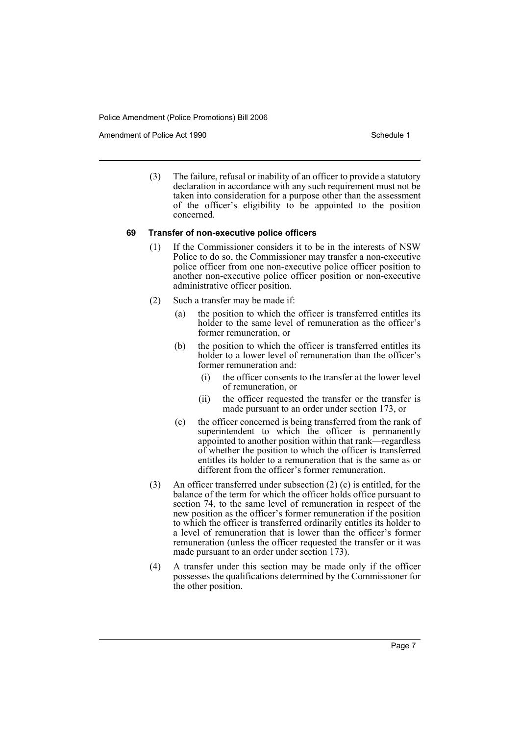(3) The failure, refusal or inability of an officer to provide a statutory declaration in accordance with any such requirement must not be taken into consideration for a purpose other than the assessment of the officer's eligibility to be appointed to the position concerned.

**69 Transfer of non-executive police officers**

(1) If the Commissioner considers it to be in the interests of NSW Police to do so, the Commissioner may transfer a non-executive police officer from one non-executive police officer position to another non-executive police officer position or non-executive administrative officer position.

(2) Such a transfer may be made if:

(a) the position to which the officer is transferred entitles its holder to the same level of remuneration as the officer's former remuneration, or

(b) the position to which the officer is transferred entitles its holder to a lower level of remuneration than the officer's former remuneration and:

(i) the officer consents to the transfer at the lower level of remuneration, or

(ii) the officer requested the transfer or the transfer is made pursuant to an order under section 173, or

(c) the officer concerned is being transferred from the rank of superintendent to which the officer is permanently appointed to another position within that rank—regardless of whether the position to which the officer is transferred entitles its holder to a remuneration that is the same as or different from the officer's former remuneration.

(3) An officer transferred under subsection (2) (c) is entitled, for the balance of the term for which the officer holds office pursuant to section 74, to the same level of remuneration in respect of the new position as the officer's former remuneration if the position to which the officer is transferred ordinarily entitles its holder to a level of remuneration that is lower than the officer's former remuneration (unless the officer requested the transfer or it was made pursuant to an order under section 173).

(4) A transfer under this section may be made only if the officer possesses the qualifications determined by the Commissioner for the other position.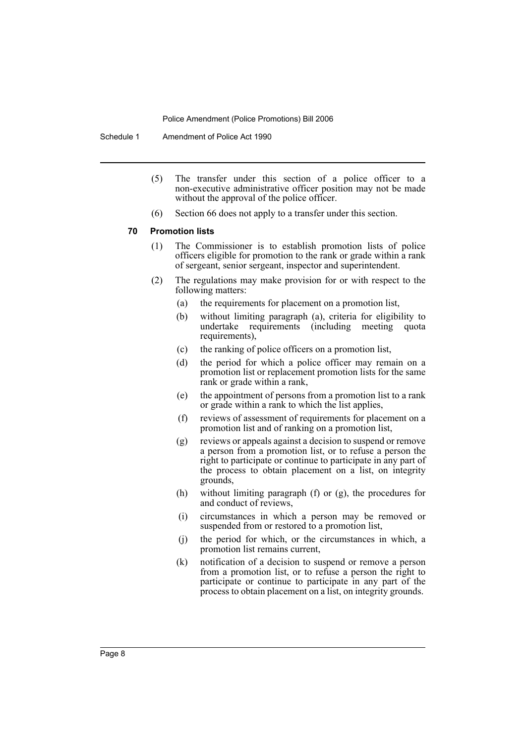(5) The transfer under this section of a police officer to a non-executive administrative officer position may not be made without the approval of the police officer.

(6) Section 66 does not apply to a transfer under this section.

#### 70 Promotion lists

(1) The Commissioner is to establish promotion lists of police officers eligible for promotion to the rank or grade within a rank of sergeant, senior sergeant, inspector and superintendent.

(2) The regulations may make provision for or with respect to the following matters:

- (a) the requirements for placement on a promotion list,
- (b) without limiting paragraph (a), criteria for eligibility to undertake requirements (including meeting quota requirements),
- (c) the ranking of police officers on a promotion list,
- (d) the period for which a police officer may remain on a promotion list or replacement promotion lists for the same rank or grade within a rank,
- (e) the appointment of persons from a promotion list to a rank or grade within a rank to which the list applies,
- (f) reviews of assessment of requirements for placement on a promotion list and of ranking on a promotion list,
- (g) reviews or appeals against a decision to suspend or remove a person from a promotion list, or to refuse a person the right to participate or continue to participate in any part of the process to obtain placement on a list, on integrity grounds,
- (h) without limiting paragraph (f) or (g), the procedures for and conduct of reviews,
- (i) circumstances in which a person may be removed or suspended from or restored to a promotion list,
- (j) the period for which, or the circumstances in which, a promotion list remains current,
- (k) notification of a decision to suspend or remove a person from a promotion list, or to refuse a person the right to participate or continue to participate in any part of the process to obtain placement on a list, on integrity grounds.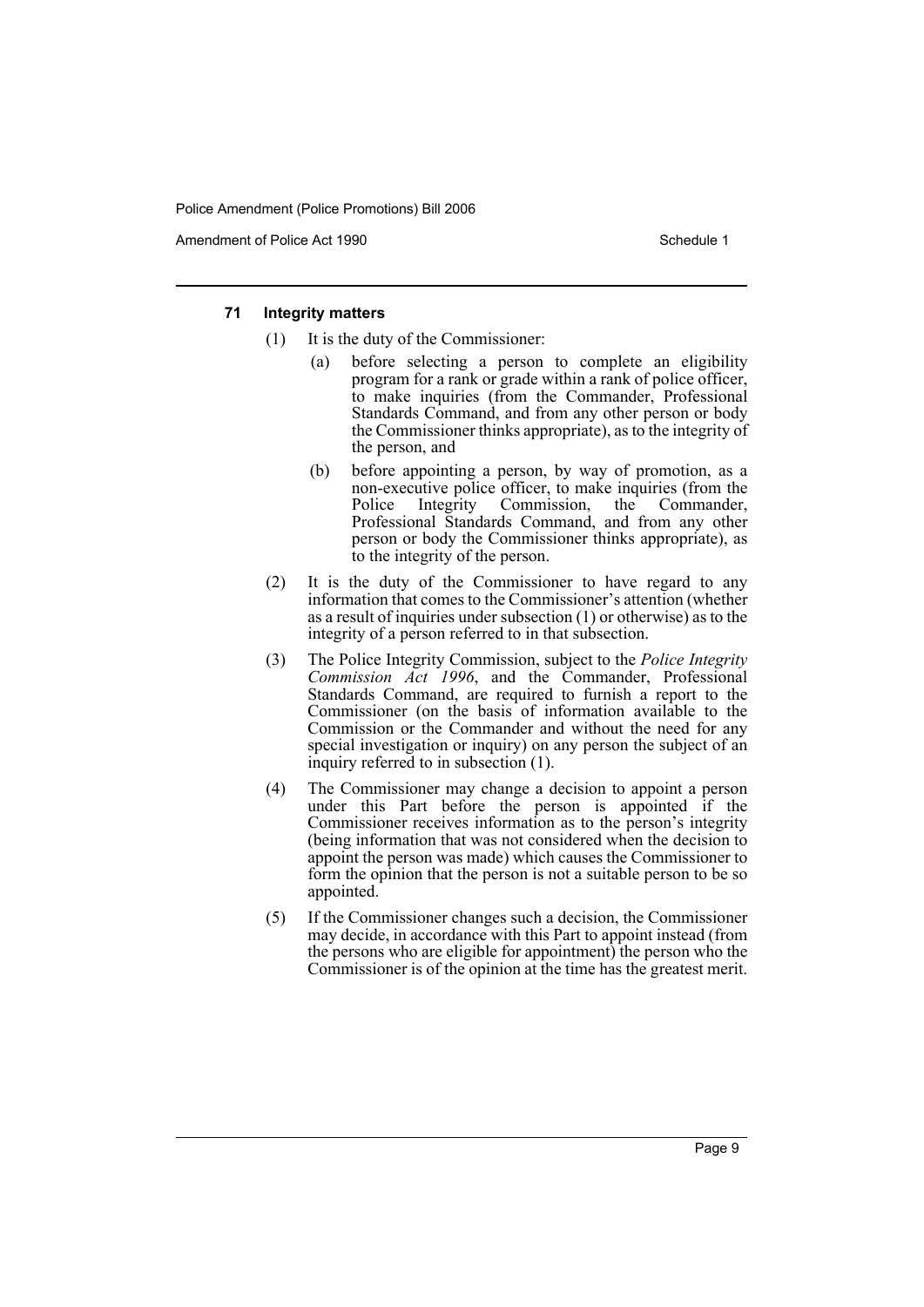#### 71 Integrity matters

(1) It is the duty of the Commissioner:

(a) before selecting a person to complete an eligibility program for a rank or grade within a rank of police officer, to make inquiries (from the Commander, Professional Standards Command, and from any other person or body the Commissioner thinks appropriate), as to the integrity of the person, and

(b) before appointing a person, by way of promotion, as a non-executive police officer, to make inquiries (from the Police Integrity Commission, the Commander, Professional Standards Command, and from any other person or body the Commissioner thinks appropriate), as to the integrity of the person.

(2) It is the duty of the Commissioner to have regard to any information that comes to the Commissioner's attention (whether as a result of inquiries under subsection (1) or otherwise) as to the integrity of a person referred to in that subsection.

(3) The Police Integrity Commission, subject to the *Police Integrity Commission Act 1996*, and the Commander, Professional Standards Command, are required to furnish a report to the Commissioner (on the basis of information available to the Commission or the Commander and without the need for any special investigation or inquiry) on any person the subject of an inquiry referred to in subsection (1).

(4) The Commissioner may change a decision to appoint a person under this Part before the person is appointed if the Commissioner receives information as to the person's integrity (being information that was not considered when the decision to appoint the person was made) which causes the Commissioner to form the opinion that the person is not a suitable person to be so appointed.

(5) If the Commissioner changes such a decision, the Commissioner may decide, in accordance with this Part to appoint instead (from the persons who are eligible for appointment) the person who the Commissioner is of the opinion at the time has the greatest merit.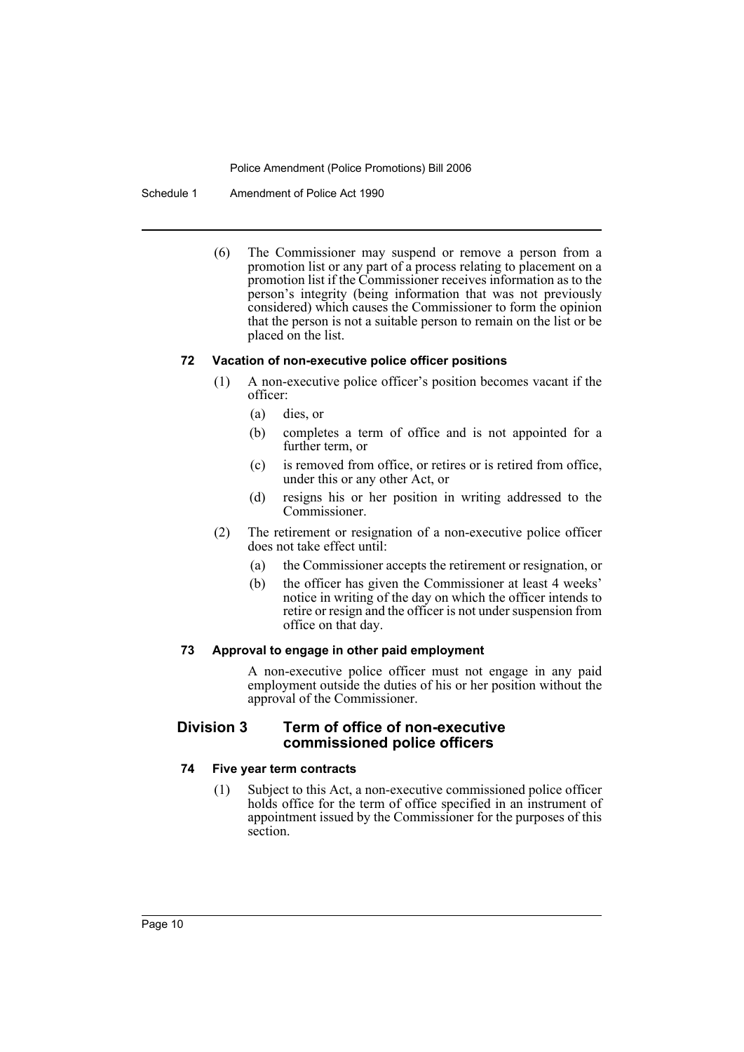(6) The Commissioner may suspend or remove a person from a promotion list or any part of a process relating to placement on a promotion list if the Commissioner receives information as to the person's integrity (being information that was not previously considered) which causes the Commissioner to form the opinion that the person is not a suitable person to remain on the list or be placed on the list.

#### 72 Vacation of non-executive police officer positions

(1) A non-executive police officer's position becomes vacant if the officer:

- (a) dies, or
- (b) completes a term of office and is not appointed for a further term, or
- (c) is removed from office, or retires or is retired from office, under this or any other Act, or
- (d) resigns his or her position in writing addressed to the Commissioner.

(2) The retirement or resignation of a non-executive police officer does not take effect until:

- (a) the Commissioner accepts the retirement or resignation, or
- (b) the officer has given the Commissioner at least 4 weeks' notice in writing of the day on which the officer intends to retire or resign and the officer is not under suspension from office on that day.

#### 73 Approval to engage in other paid employment

A non-executive police officer must not engage in any paid employment outside the duties of his or her position without the approval of the Commissioner.

### Division 3 Term of office of non-executive commissioned police officers

#### 74 Five year term contracts

(1) Subject to this Act, a non-executive commissioned police officer holds office for the term of office specified in an instrument of appointment issued by the Commissioner for the purposes of this section.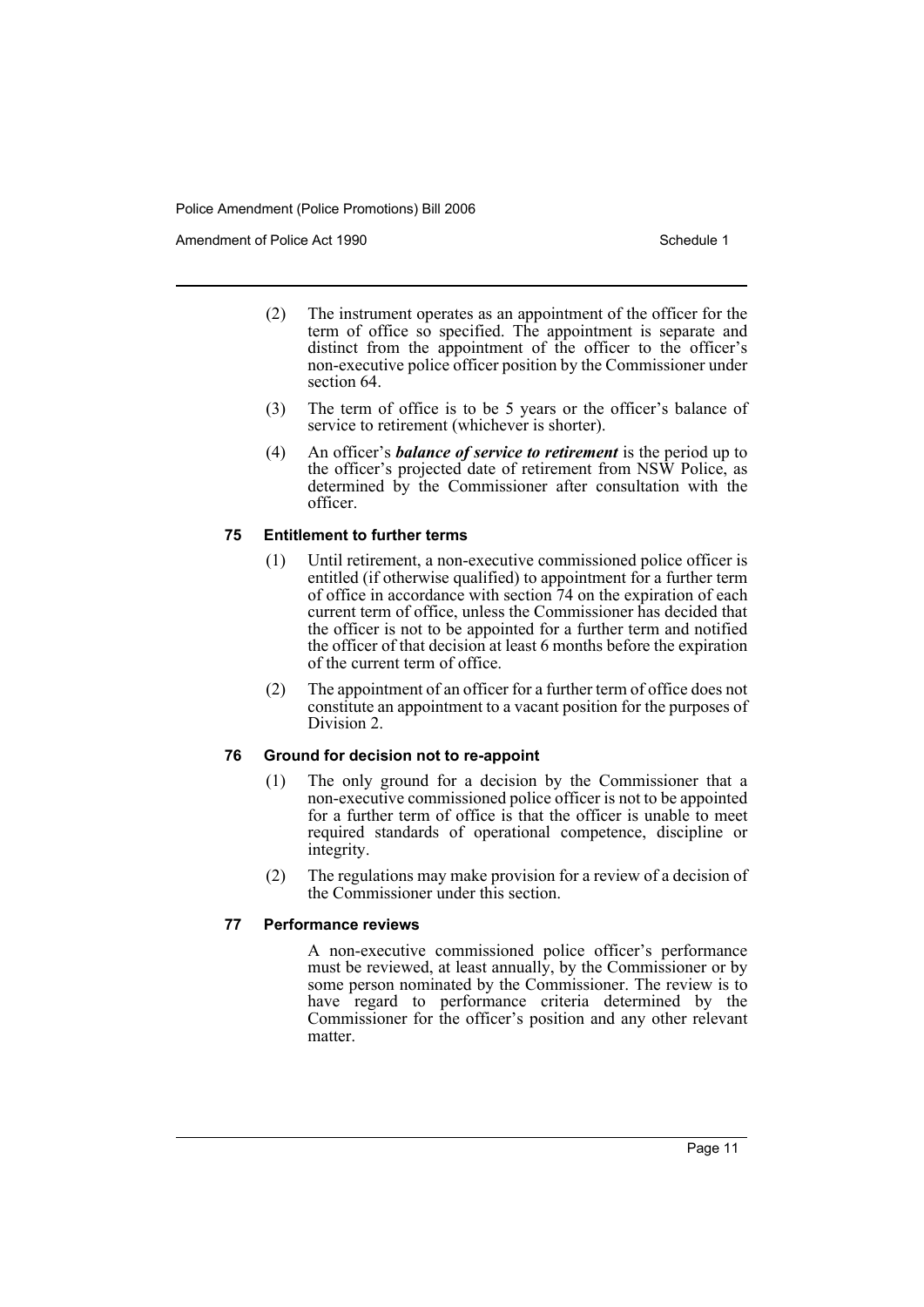(2) The instrument operates as an appointment of the officer for the term of office so specified. The appointment is separate and distinct from the appointment of the officer to the officer's non-executive police officer position by the Commissioner under section 64.

(3) The term of office is to be 5 years or the officer's balance of service to retirement (whichever is shorter).

(4) An officer's ***balance of service to retirement*** is the period up to the officer's projected date of retirement from NSW Police, as determined by the Commissioner after consultation with the officer.

### 75 Entitlement to further terms

(1) Until retirement, a non-executive commissioned police officer is entitled (if otherwise qualified) to appointment for a further term of office in accordance with section 74 on the expiration of each current term of office, unless the Commissioner has decided that the officer is not to be appointed for a further term and notified the officer of that decision at least 6 months before the expiration of the current term of office.

(2) The appointment of an officer for a further term of office does not constitute an appointment to a vacant position for the purposes of Division 2.

### 76 Ground for decision not to re-appoint

(1) The only ground for a decision by the Commissioner that a non-executive commissioned police officer is not to be appointed for a further term of office is that the officer is unable to meet required standards of operational competence, discipline or integrity.

(2) The regulations may make provision for a review of a decision of the Commissioner under this section.

### 77 Performance reviews

A non-executive commissioned police officer's performance must be reviewed, at least annually, by the Commissioner or by some person nominated by the Commissioner. The review is to have regard to performance criteria determined by the Commissioner for the officer's position and any other relevant matter.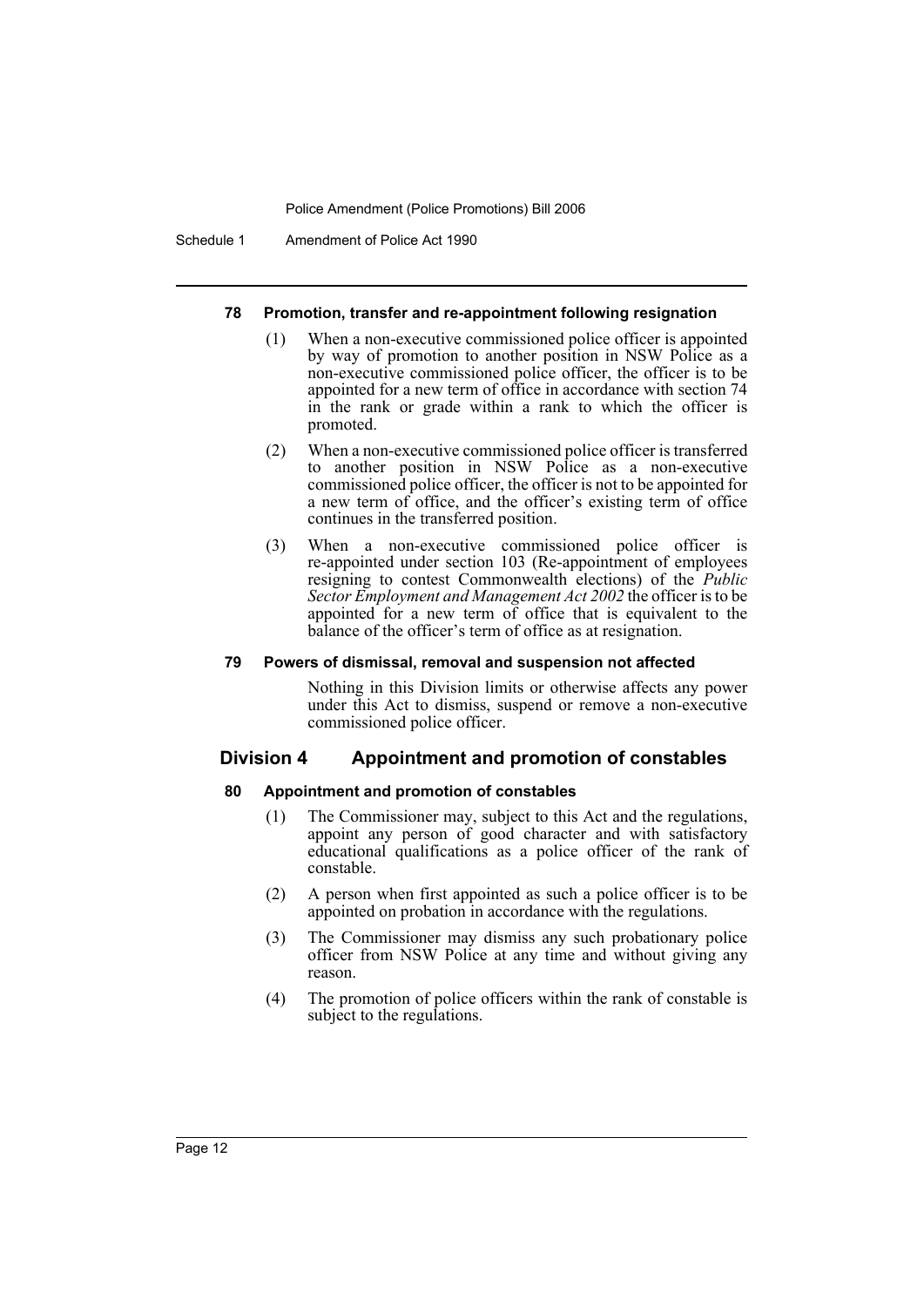#### 78 Promotion, transfer and re-appointment following resignation

(1) When a non-executive commissioned police officer is appointed by way of promotion to another position in NSW Police as a non-executive commissioned police officer, the officer is to be appointed for a new term of office in accordance with section 74 in the rank or grade within a rank to which the officer is promoted.

(2) When a non-executive commissioned police officer is transferred to another position in NSW Police as a non-executive commissioned police officer, the officer is not to be appointed for a new term of office, and the officer's existing term of office continues in the transferred position.

(3) When a non-executive commissioned police officer is re-appointed under section 103 (Re-appointment of employees resigning to contest Commonwealth elections) of the *Public Sector Employment and Management Act 2002* the officer is to be appointed for a new term of office that is equivalent to the balance of the officer's term of office as at resignation.

#### 79 Powers of dismissal, removal and suspension not affected

Nothing in this Division limits or otherwise affects any power under this Act to dismiss, suspend or remove a non-executive commissioned police officer.

### Division 4 Appointment and promotion of constables

#### 80 Appointment and promotion of constables

(1) The Commissioner may, subject to this Act and the regulations, appoint any person of good character and with satisfactory educational qualifications as a police officer of the rank of constable.

(2) A person when first appointed as such a police officer is to be appointed on probation in accordance with the regulations.

(3) The Commissioner may dismiss any such probationary police officer from NSW Police at any time and without giving any reason.

(4) The promotion of police officers within the rank of constable is subject to the regulations.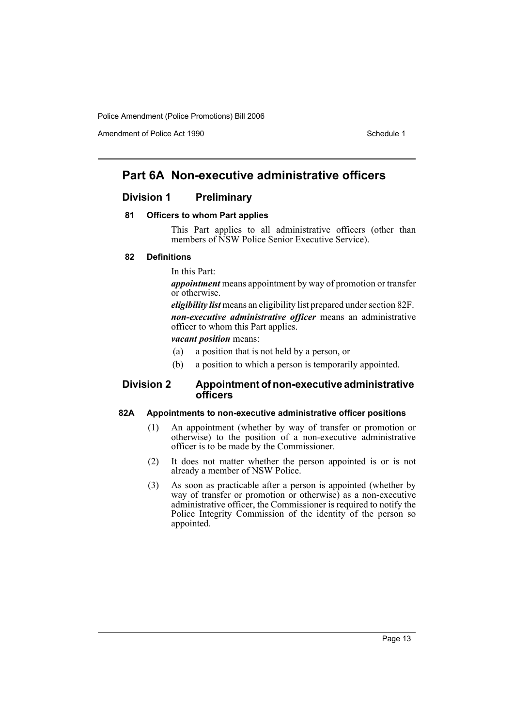# Part 6A Non-executive administrative officers

## Division 1 Preliminary

### 81 Officers to whom Part applies

This Part applies to all administrative officers (other than members of NSW Police Senior Executive Service).

### 82 Definitions

In this Part:

***appointment*** means appointment by way of promotion or transfer or otherwise.

***eligibility list*** means an eligibility list prepared under section 82F.

***non-executive administrative officer*** means an administrative officer to whom this Part applies.

***vacant position*** means:

(a) a position that is not held by a person, or

(b) a position to which a person is temporarily appointed.

## Division 2 Appointment of non-executive administrative officers

### 82A Appointments to non-executive administrative officer positions

(1) An appointment (whether by way of transfer or promotion or otherwise) to the position of a non-executive administrative officer is to be made by the Commissioner.

(2) It does not matter whether the person appointed is or is not already a member of NSW Police.

(3) As soon as practicable after a person is appointed (whether by way of transfer or promotion or otherwise) as a non-executive administrative officer, the Commissioner is required to notify the Police Integrity Commission of the identity of the person so appointed.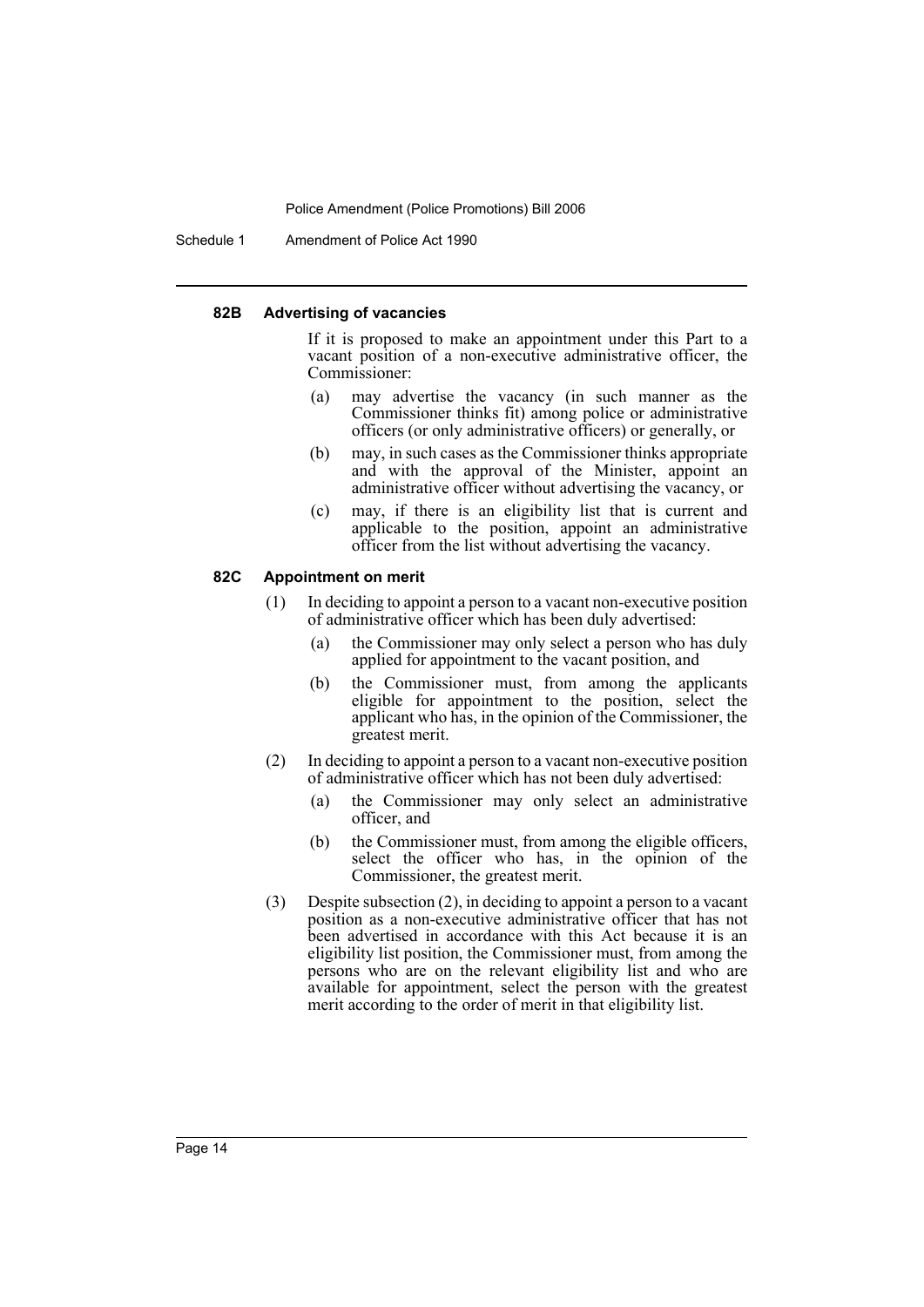#### 82B Advertising of vacancies

If it is proposed to make an appointment under this Part to a vacant position of a non-executive administrative officer, the Commissioner:

(a) may advertise the vacancy (in such manner as the Commissioner thinks fit) among police or administrative officers (or only administrative officers) or generally, or

(b) may, in such cases as the Commissioner thinks appropriate and with the approval of the Minister, appoint an administrative officer without advertising the vacancy, or

(c) may, if there is an eligibility list that is current and applicable to the position, appoint an administrative officer from the list without advertising the vacancy.

#### 82C Appointment on merit

(1) In deciding to appoint a person to a vacant non-executive position of administrative officer which has been duly advertised:

(a) the Commissioner may only select a person who has duly applied for appointment to the vacant position, and

(b) the Commissioner must, from among the applicants eligible for appointment to the position, select the applicant who has, in the opinion of the Commissioner, the greatest merit.

(2) In deciding to appoint a person to a vacant non-executive position of administrative officer which has not been duly advertised:

(a) the Commissioner may only select an administrative officer, and

(b) the Commissioner must, from among the eligible officers, select the officer who has, in the opinion of the Commissioner, the greatest merit.

(3) Despite subsection (2), in deciding to appoint a person to a vacant position as a non-executive administrative officer that has not been advertised in accordance with this Act because it is an eligibility list position, the Commissioner must, from among the persons who are on the relevant eligibility list and who are available for appointment, select the person with the greatest merit according to the order of merit in that eligibility list.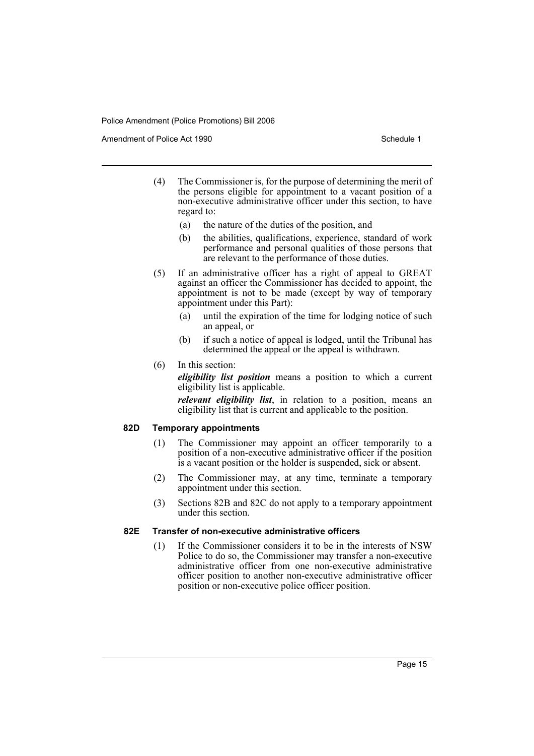(4) The Commissioner is, for the purpose of determining the merit of the persons eligible for appointment to a vacant position of a non-executive administrative officer under this section, to have regard to:

(a) the nature of the duties of the position, and

(b) the abilities, qualifications, experience, standard of work performance and personal qualities of those persons that are relevant to the performance of those duties.

(5) If an administrative officer has a right of appeal to GREAT against an officer the Commissioner has decided to appoint, the appointment is not to be made (except by way of temporary appointment under this Part):

(a) until the expiration of the time for lodging notice of such an appeal, or

(b) if such a notice of appeal is lodged, until the Tribunal has determined the appeal or the appeal is withdrawn.

(6) In this section:

***eligibility list position*** means a position to which a current eligibility list is applicable.

***relevant eligibility list***, in relation to a position, means an eligibility list that is current and applicable to the position.

### 82D Temporary appointments

(1) The Commissioner may appoint an officer temporarily to a position of a non-executive administrative officer if the position is a vacant position or the holder is suspended, sick or absent.

(2) The Commissioner may, at any time, terminate a temporary appointment under this section.

(3) Sections 82B and 82C do not apply to a temporary appointment under this section.

### 82E Transfer of non-executive administrative officers

(1) If the Commissioner considers it to be in the interests of NSW Police to do so, the Commissioner may transfer a non-executive administrative officer from one non-executive administrative officer position to another non-executive administrative officer position or non-executive police officer position.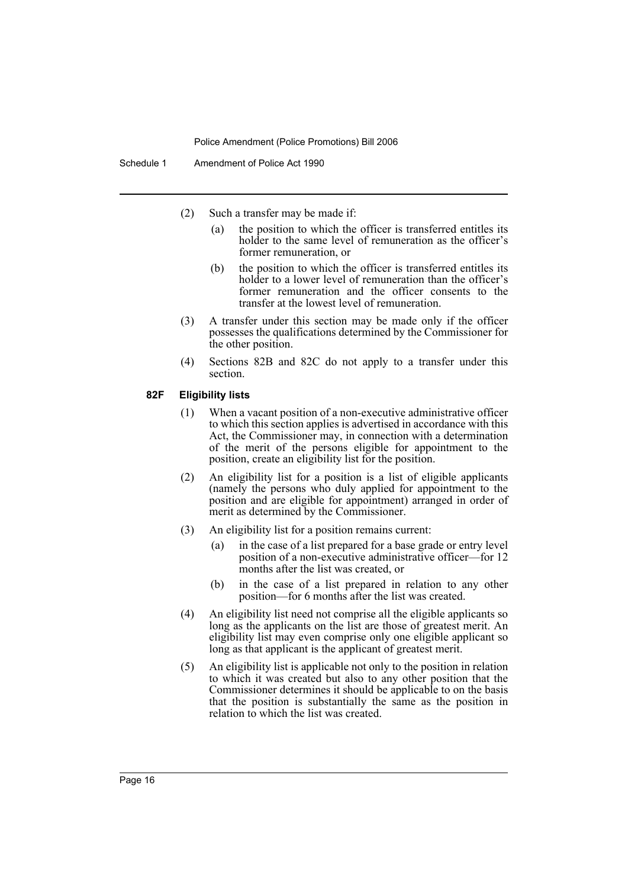(2) Such a transfer may be made if:

(a) the position to which the officer is transferred entitles its holder to the same level of remuneration as the officer's former remuneration, or

(b) the position to which the officer is transferred entitles its holder to a lower level of remuneration than the officer's former remuneration and the officer consents to the transfer at the lowest level of remuneration.

(3) A transfer under this section may be made only if the officer possesses the qualifications determined by the Commissioner for the other position.

(4) Sections 82B and 82C do not apply to a transfer under this section.

**82F Eligibility lists**

(1) When a vacant position of a non-executive administrative officer to which this section applies is advertised in accordance with this Act, the Commissioner may, in connection with a determination of the merit of the persons eligible for appointment to the position, create an eligibility list for the position.

(2) An eligibility list for a position is a list of eligible applicants (namely the persons who duly applied for appointment to the position and are eligible for appointment) arranged in order of merit as determined by the Commissioner.

(3) An eligibility list for a position remains current:

(a) in the case of a list prepared for a base grade or entry level position of a non-executive administrative officer—for 12 months after the list was created, or

(b) in the case of a list prepared in relation to any other position—for 6 months after the list was created.

(4) An eligibility list need not comprise all the eligible applicants so long as the applicants on the list are those of greatest merit. An eligibility list may even comprise only one eligible applicant so long as that applicant is the applicant of greatest merit.

(5) An eligibility list is applicable not only to the position in relation to which it was created but also to any other position that the Commissioner determines it should be applicable to on the basis that the position is substantially the same as the position in relation to which the list was created.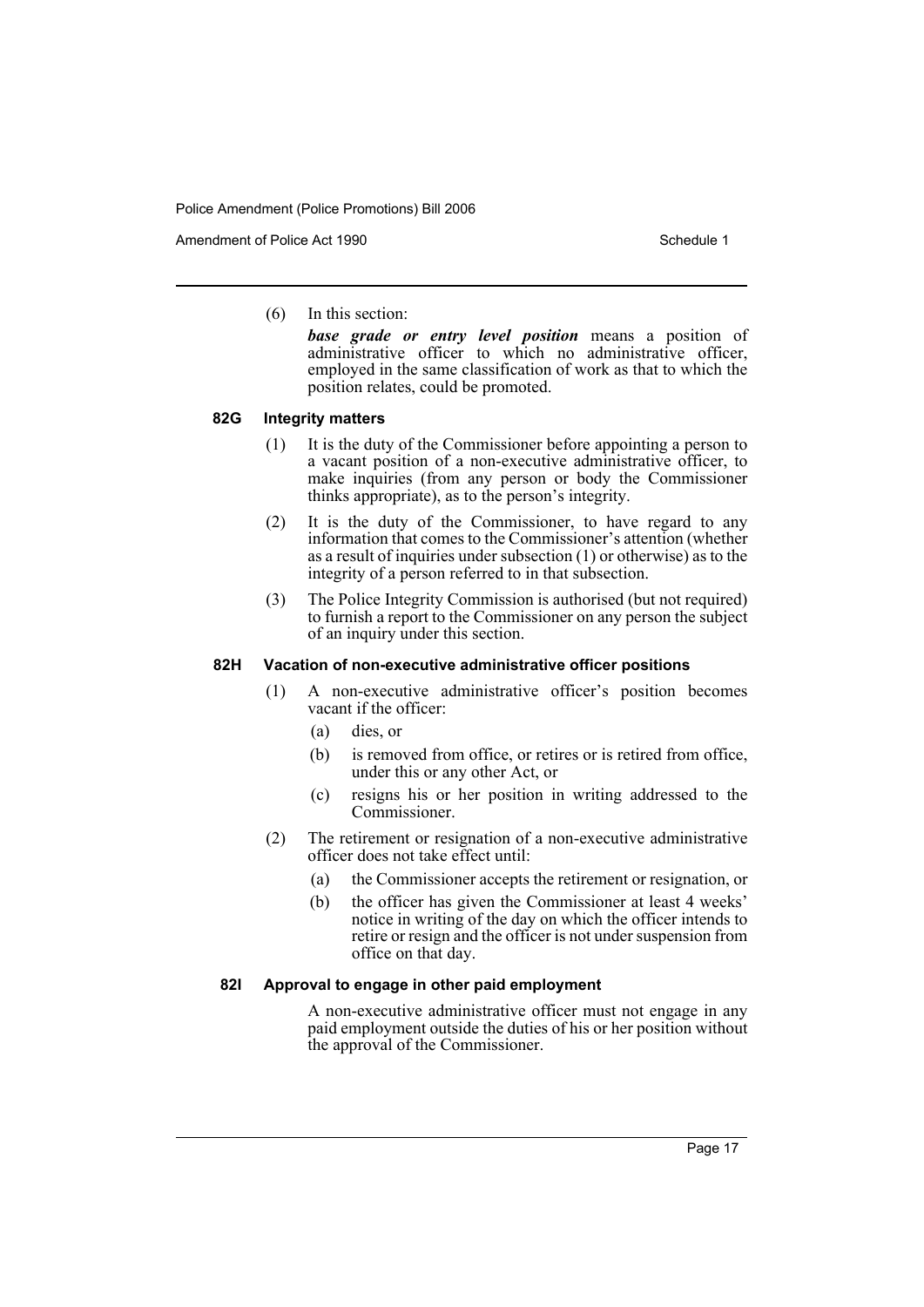(6) In this section:

*base grade or entry level position* means a position of administrative officer to which no administrative officer, employed in the same classification of work as that to which the position relates, could be promoted.

#### 82G Integrity matters

(1) It is the duty of the Commissioner before appointing a person to a vacant position of a non-executive administrative officer, to make inquiries (from any person or body the Commissioner thinks appropriate), as to the person's integrity.

(2) It is the duty of the Commissioner, to have regard to any information that comes to the Commissioner's attention (whether as a result of inquiries under subsection (1) or otherwise) as to the integrity of a person referred to in that subsection.

(3) The Police Integrity Commission is authorised (but not required) to furnish a report to the Commissioner on any person the subject of an inquiry under this section.

#### 82H Vacation of non-executive administrative officer positions

(1) A non-executive administrative officer's position becomes vacant if the officer:

- (a) dies, or
- (b) is removed from office, or retires or is retired from office, under this or any other Act, or
- (c) resigns his or her position in writing addressed to the Commissioner.

(2) The retirement or resignation of a non-executive administrative officer does not take effect until:

- (a) the Commissioner accepts the retirement or resignation, or
- (b) the officer has given the Commissioner at least 4 weeks' notice in writing of the day on which the officer intends to retire or resign and the officer is not under suspension from office on that day.

#### 82I Approval to engage in other paid employment

A non-executive administrative officer must not engage in any paid employment outside the duties of his or her position without the approval of the Commissioner.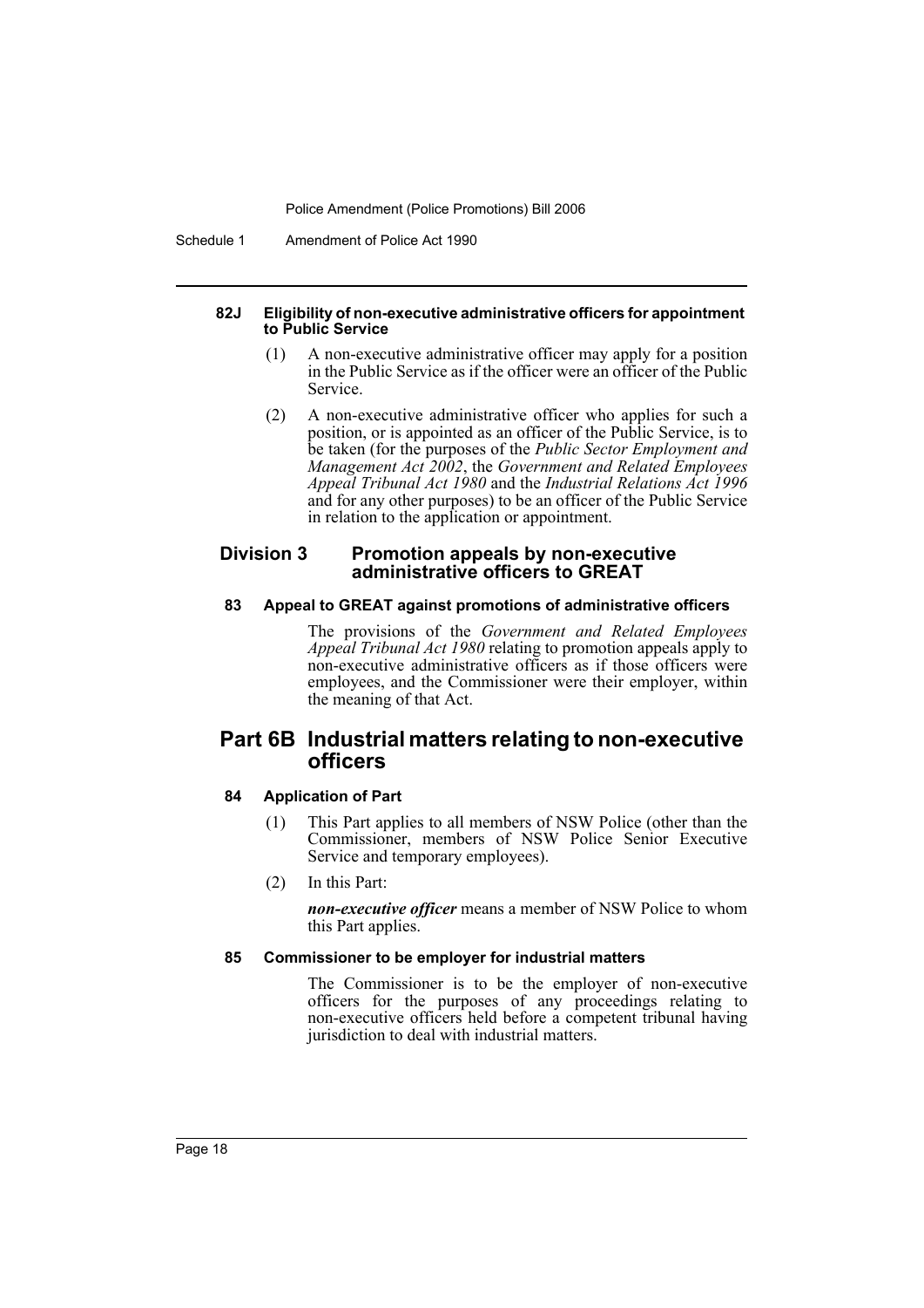#### 82J Eligibility of non-executive administrative officers for appointment to Public Service

(1) A non-executive administrative officer may apply for a position in the Public Service as if the officer were an officer of the Public Service.

(2) A non-executive administrative officer who applies for such a position, or is appointed as an officer of the Public Service, is to be taken (for the purposes of the *Public Sector Employment and Management Act 2002*, the *Government and Related Employees Appeal Tribunal Act 1980* and the *Industrial Relations Act 1996* and for any other purposes) to be an officer of the Public Service in relation to the application or appointment.

### Division 3 Promotion appeals by non-executive administrative officers to GREAT

#### 83 Appeal to GREAT against promotions of administrative officers

The provisions of the *Government and Related Employees Appeal Tribunal Act 1980* relating to promotion appeals apply to non-executive administrative officers as if those officers were employees, and the Commissioner were their employer, within the meaning of that Act.

## Part 6B Industrial matters relating to non-executive officers

#### 84 Application of Part

(1) This Part applies to all members of NSW Police (other than the Commissioner, members of NSW Police Senior Executive Service and temporary employees).

(2) In this Part:

***non-executive officer*** means a member of NSW Police to whom this Part applies.

#### 85 Commissioner to be employer for industrial matters

The Commissioner is to be the employer of non-executive officers for the purposes of any proceedings relating to non-executive officers held before a competent tribunal having jurisdiction to deal with industrial matters.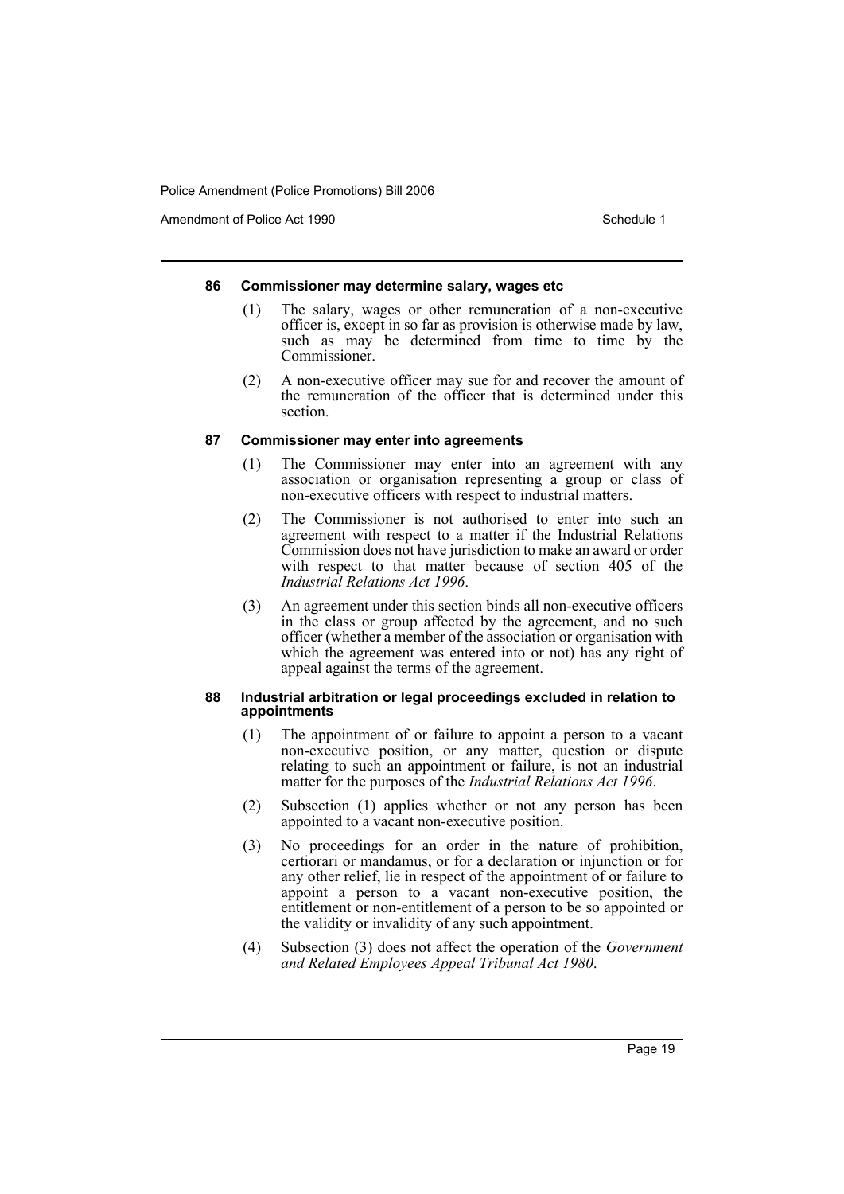#### 86 Commissioner may determine salary, wages etc

(1) The salary, wages or other remuneration of a non-executive officer is, except in so far as provision is otherwise made by law, such as may be determined from time to time by the Commissioner.

(2) A non-executive officer may sue for and recover the amount of the remuneration of the officer that is determined under this section.

#### 87 Commissioner may enter into agreements

(1) The Commissioner may enter into an agreement with any association or organisation representing a group or class of non-executive officers with respect to industrial matters.

(2) The Commissioner is not authorised to enter into such an agreement with respect to a matter if the Industrial Relations Commission does not have jurisdiction to make an award or order with respect to that matter because of section 405 of the *Industrial Relations Act 1996*.

(3) An agreement under this section binds all non-executive officers in the class or group affected by the agreement, and no such officer (whether a member of the association or organisation with which the agreement was entered into or not) has any right of appeal against the terms of the agreement.

#### 88 Industrial arbitration or legal proceedings excluded in relation to appointments

(1) The appointment of or failure to appoint a person to a vacant non-executive position, or any matter, question or dispute relating to such an appointment or failure, is not an industrial matter for the purposes of the *Industrial Relations Act 1996*.

(2) Subsection (1) applies whether or not any person has been appointed to a vacant non-executive position.

(3) No proceedings for an order in the nature of prohibition, certiorari or mandamus, or for a declaration or injunction or for any other relief, lie in respect of the appointment of or failure to appoint a person to a vacant non-executive position, the entitlement or non-entitlement of a person to be so appointed or the validity or invalidity of any such appointment.

(4) Subsection (3) does not affect the operation of the *Government and Related Employees Appeal Tribunal Act 1980*.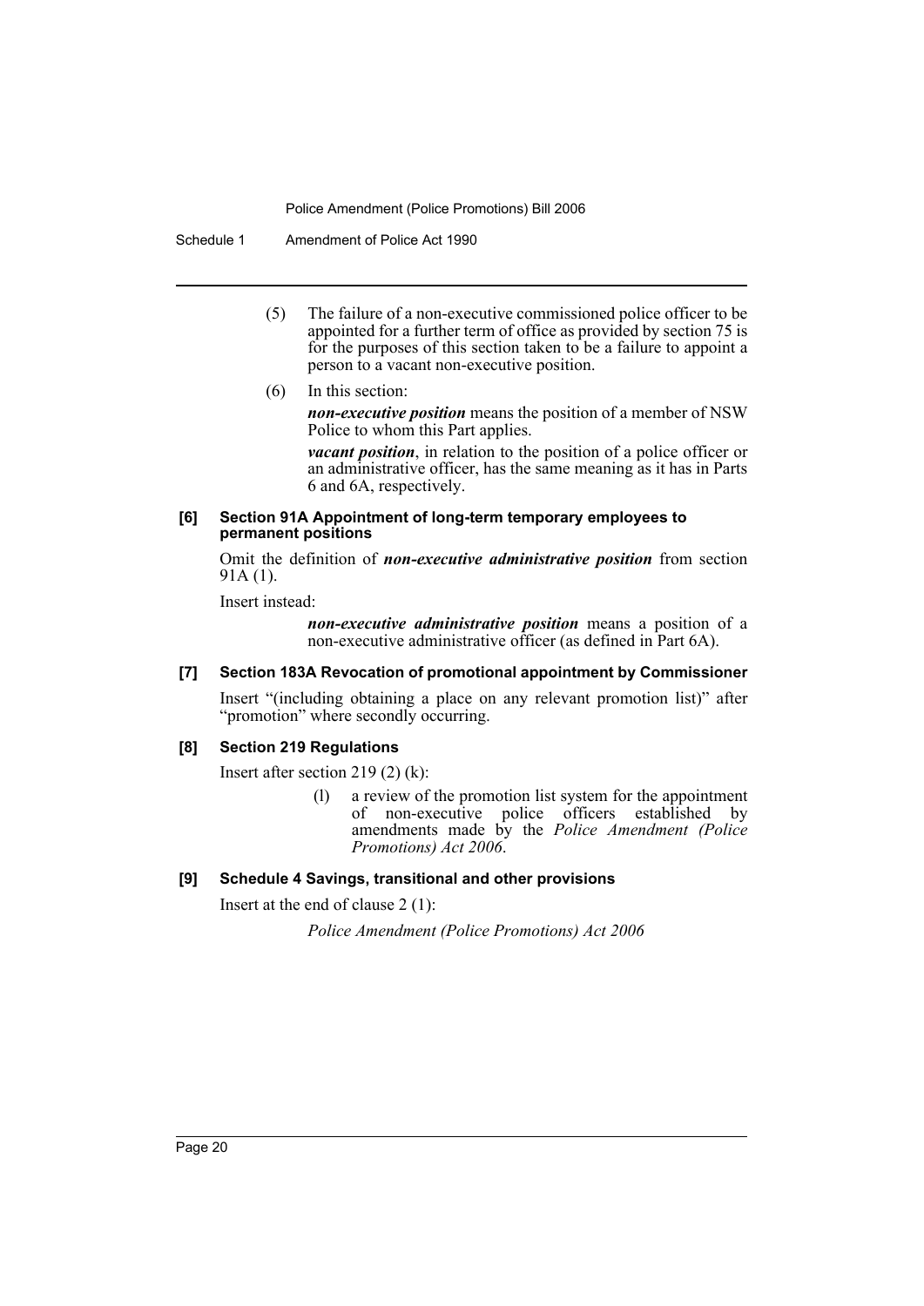(5) The failure of a non-executive commissioned police officer to be appointed for a further term of office as provided by section 75 is for the purposes of this section taken to be a failure to appoint a person to a vacant non-executive position.

(6) In this section:

***non-executive position*** means the position of a member of NSW Police to whom this Part applies.

***vacant position***, in relation to the position of a police officer or an administrative officer, has the same meaning as it has in Parts 6 and 6A, respectively.

#### [6] Section 91A Appointment of long-term temporary employees to permanent positions

Omit the definition of ***non-executive administrative position*** from section 91A (1).

Insert instead:

***non-executive administrative position*** means a position of a non-executive administrative officer (as defined in Part 6A).

#### [7] Section 183A Revocation of promotional appointment by Commissioner

Insert "(including obtaining a place on any relevant promotion list)" after "promotion" where secondly occurring.

#### [8] Section 219 Regulations

Insert after section 219 (2) (k):

(l) a review of the promotion list system for the appointment of non-executive police officers established by amendments made by the *Police Amendment (Police Promotions) Act 2006*.

#### [9] Schedule 4 Savings, transitional and other provisions

Insert at the end of clause 2 (1):

*Police Amendment (Police Promotions) Act 2006*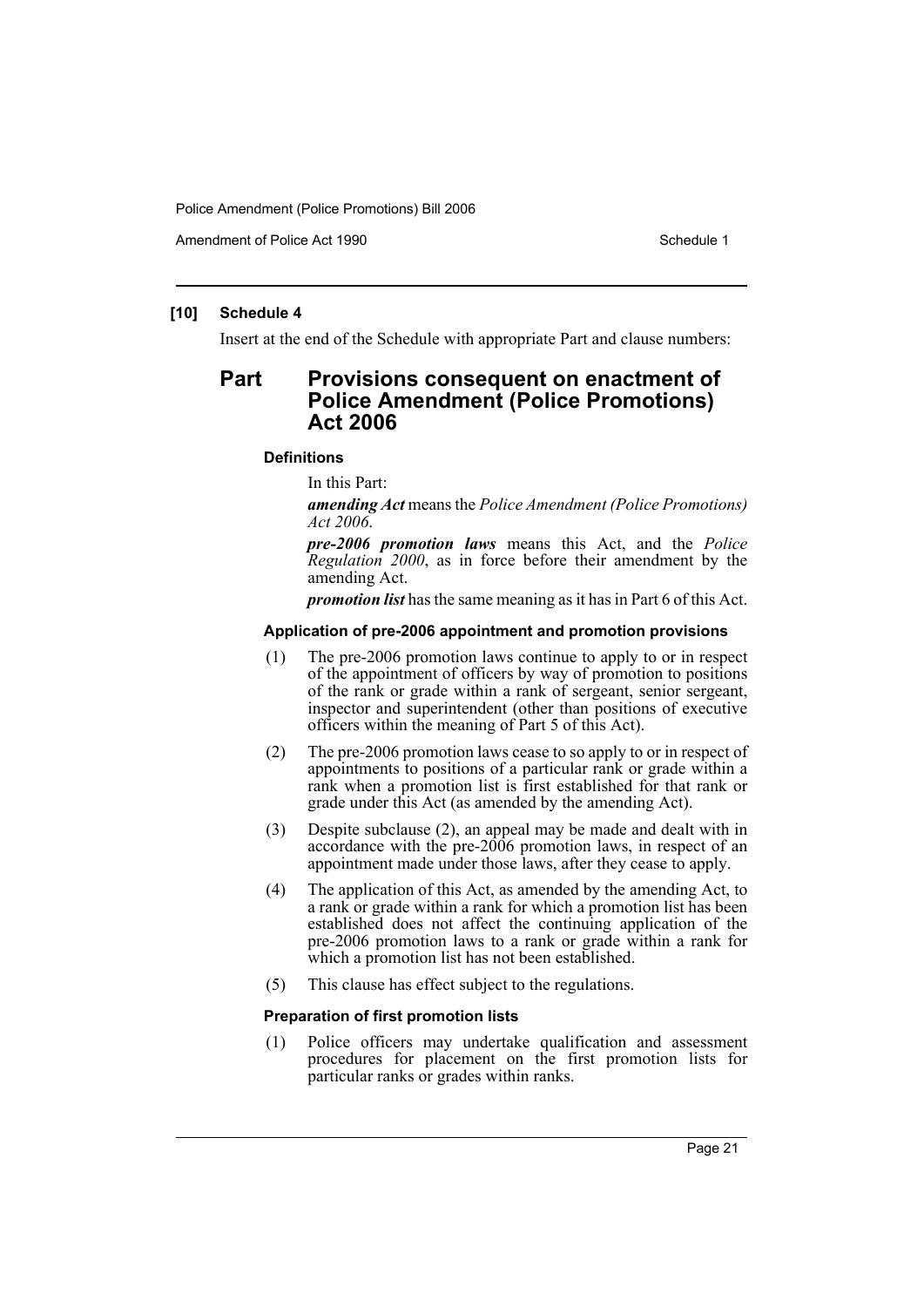**[10] Schedule 4**

Insert at the end of the Schedule with appropriate Part and clause numbers:

## Part Provisions consequent on enactment of Police Amendment (Police Promotions) Act 2006

#### Definitions

In this Part:

***amending Act*** means the *Police Amendment (Police Promotions) Act 2006*.

***pre-2006 promotion laws*** means this Act, and the *Police Regulation 2000*, as in force before their amendment by the amending Act.

***promotion list*** has the same meaning as it has in Part 6 of this Act.

#### Application of pre-2006 appointment and promotion provisions

(1) The pre-2006 promotion laws continue to apply to or in respect of the appointment of officers by way of promotion to positions of the rank or grade within a rank of sergeant, senior sergeant, inspector and superintendent (other than positions of executive officers within the meaning of Part 5 of this Act).

(2) The pre-2006 promotion laws cease to so apply to or in respect of appointments to positions of a particular rank or grade within a rank when a promotion list is first established for that rank or grade under this Act (as amended by the amending Act).

(3) Despite subclause (2), an appeal may be made and dealt with in accordance with the pre-2006 promotion laws, in respect of an appointment made under those laws, after they cease to apply.

(4) The application of this Act, as amended by the amending Act, to a rank or grade within a rank for which a promotion list has been established does not affect the continuing application of the pre-2006 promotion laws to a rank or grade within a rank for which a promotion list has not been established.

(5) This clause has effect subject to the regulations.

#### Preparation of first promotion lists

(1) Police officers may undertake qualification and assessment procedures for placement on the first promotion lists for particular ranks or grades within ranks.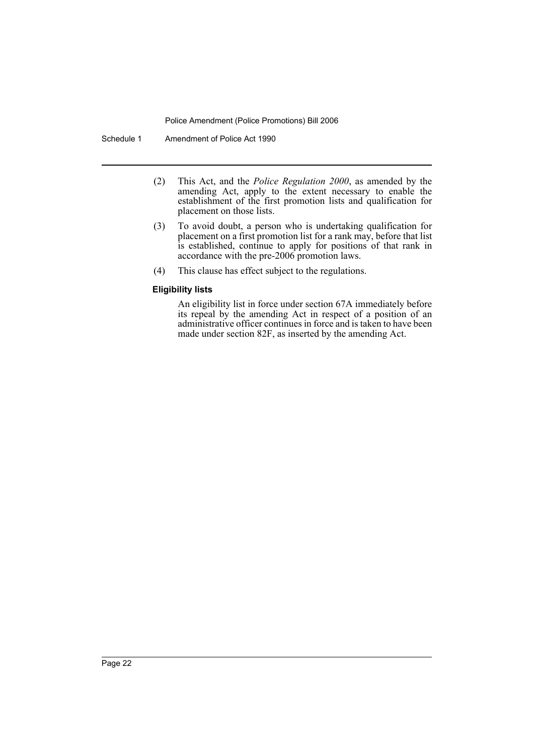(2) This Act, and the *Police Regulation 2000*, as amended by the amending Act, apply to the extent necessary to enable the establishment of the first promotion lists and qualification for placement on those lists.

(3) To avoid doubt, a person who is undertaking qualification for placement on a first promotion list for a rank may, before that list is established, continue to apply for positions of that rank in accordance with the pre-2006 promotion laws.

(4) This clause has effect subject to the regulations.

**Eligibility lists**

An eligibility list in force under section 67A immediately before its repeal by the amending Act in respect of a position of an administrative officer continues in force and is taken to have been made under section 82F, as inserted by the amending Act.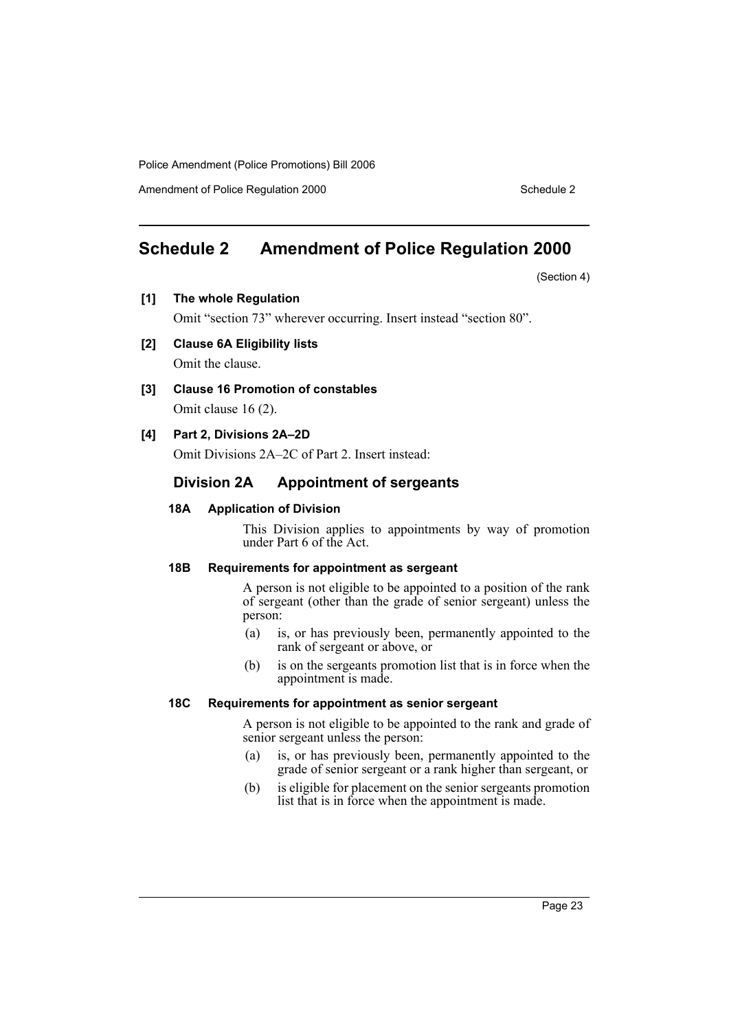## Schedule 2 Amendment of Police Regulation 2000

(Section 4)

**[1] The whole Regulation**

Omit "section 73" wherever occurring. Insert instead "section 80".

**[2] Clause 6A Eligibility lists**

Omit the clause.

**[3] Clause 16 Promotion of constables**

Omit clause 16 (2).

**[4] Part 2, Divisions 2A–2D**

Omit Divisions 2A–2C of Part 2. Insert instead:

### Division 2A Appointment of sergeants

**18A Application of Division**

This Division applies to appointments by way of promotion under Part 6 of the Act.

**18B Requirements for appointment as sergeant**

A person is not eligible to be appointed to a position of the rank of sergeant (other than the grade of senior sergeant) unless the person:

(a) is, or has previously been, permanently appointed to the rank of sergeant or above, or

(b) is on the sergeants promotion list that is in force when the appointment is made.

**18C Requirements for appointment as senior sergeant**

A person is not eligible to be appointed to the rank and grade of senior sergeant unless the person:

(a) is, or has previously been, permanently appointed to the grade of senior sergeant or a rank higher than sergeant, or

(b) is eligible for placement on the senior sergeants promotion list that is in force when the appointment is made.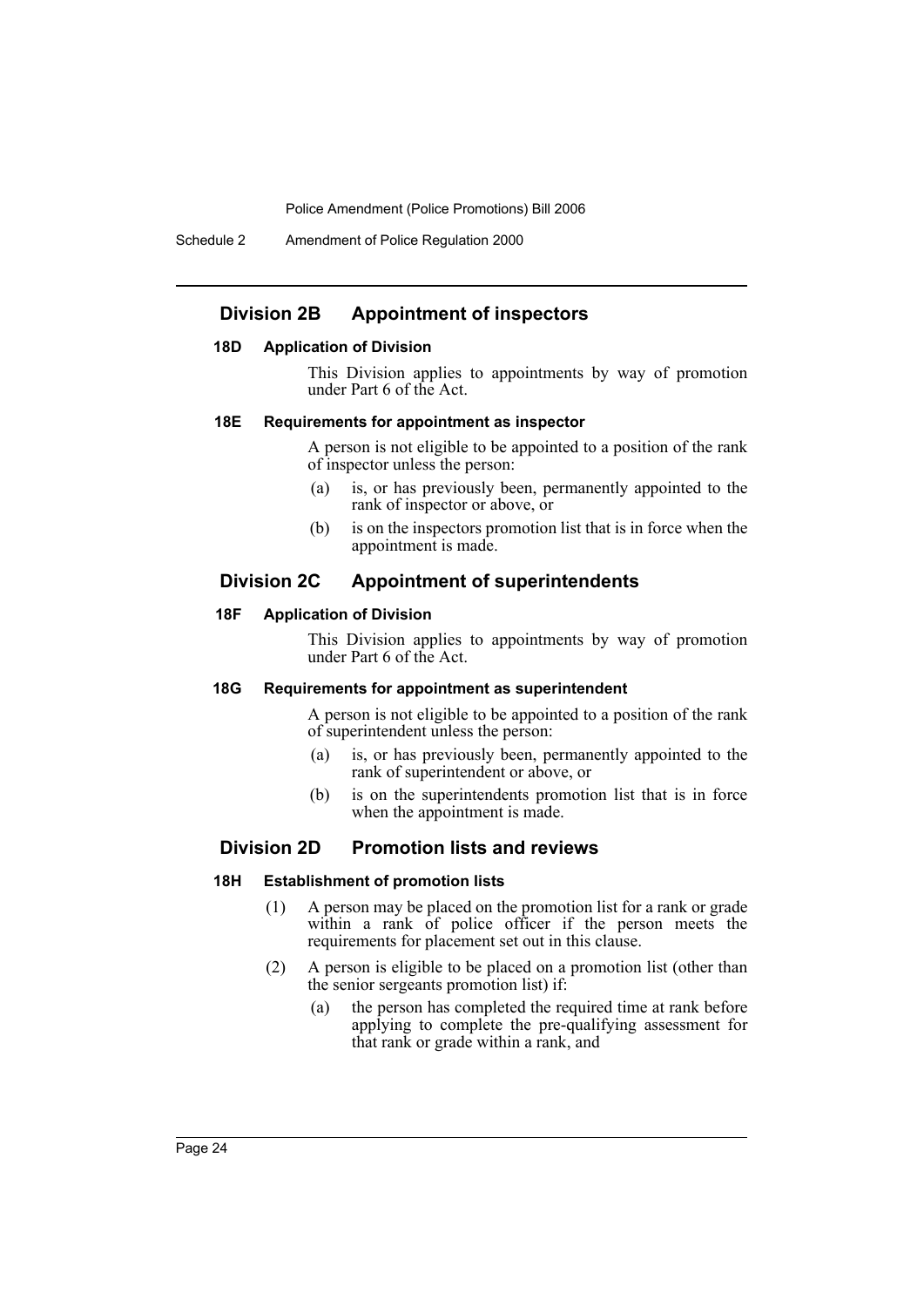## Division 2B Appointment of inspectors

### 18D Application of Division

This Division applies to appointments by way of promotion under Part 6 of the Act.

### 18E Requirements for appointment as inspector

A person is not eligible to be appointed to a position of the rank of inspector unless the person:

- (a) is, or has previously been, permanently appointed to the rank of inspector or above, or
- (b) is on the inspectors promotion list that is in force when the appointment is made.

## Division 2C Appointment of superintendents

### 18F Application of Division

This Division applies to appointments by way of promotion under Part 6 of the Act.

### 18G Requirements for appointment as superintendent

A person is not eligible to be appointed to a position of the rank of superintendent unless the person:

- (a) is, or has previously been, permanently appointed to the rank of superintendent or above, or
- (b) is on the superintendents promotion list that is in force when the appointment is made.

## Division 2D Promotion lists and reviews

### 18H Establishment of promotion lists

(1) A person may be placed on the promotion list for a rank or grade within a rank of police officer if the person meets the requirements for placement set out in this clause.

(2) A person is eligible to be placed on a promotion list (other than the senior sergeants promotion list) if:

- (a) the person has completed the required time at rank before applying to complete the pre-qualifying assessment for that rank or grade within a rank, and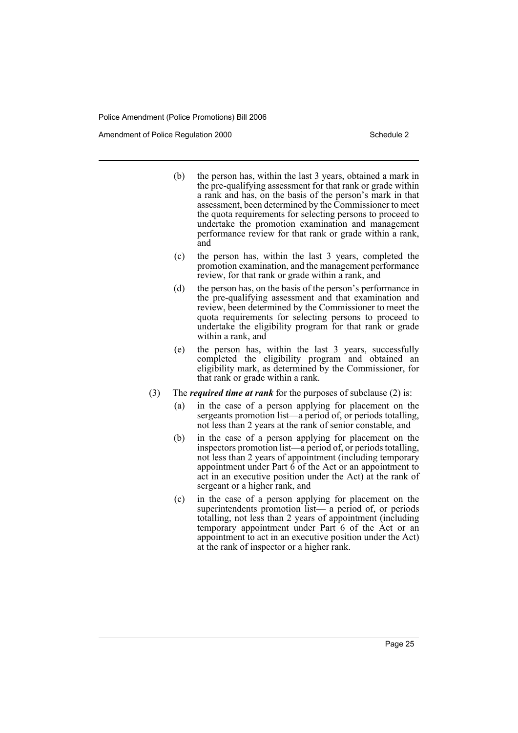(b) the person has, within the last 3 years, obtained a mark in the pre-qualifying assessment for that rank or grade within a rank and has, on the basis of the person's mark in that assessment, been determined by the Commissioner to meet the quota requirements for selecting persons to proceed to undertake the promotion examination and management performance review for that rank or grade within a rank, and

(c) the person has, within the last 3 years, completed the promotion examination, and the management performance review, for that rank or grade within a rank, and

(d) the person has, on the basis of the person's performance in the pre-qualifying assessment and that examination and review, been determined by the Commissioner to meet the quota requirements for selecting persons to proceed to undertake the eligibility program for that rank or grade within a rank, and

(e) the person has, within the last 3 years, successfully completed the eligibility program and obtained an eligibility mark, as determined by the Commissioner, for that rank or grade within a rank.

(3) The ***required time at rank*** for the purposes of subclause (2) is:

(a) in the case of a person applying for placement on the sergeants promotion list—a period of, or periods totalling, not less than 2 years at the rank of senior constable, and

(b) in the case of a person applying for placement on the inspectors promotion list—a period of, or periods totalling, not less than 2 years of appointment (including temporary appointment under Part 6 of the Act or an appointment to act in an executive position under the Act) at the rank of sergeant or a higher rank, and

(c) in the case of a person applying for placement on the superintendents promotion list— a period of, or periods totalling, not less than 2 years of appointment (including temporary appointment under Part 6 of the Act or an appointment to act in an executive position under the Act) at the rank of inspector or a higher rank.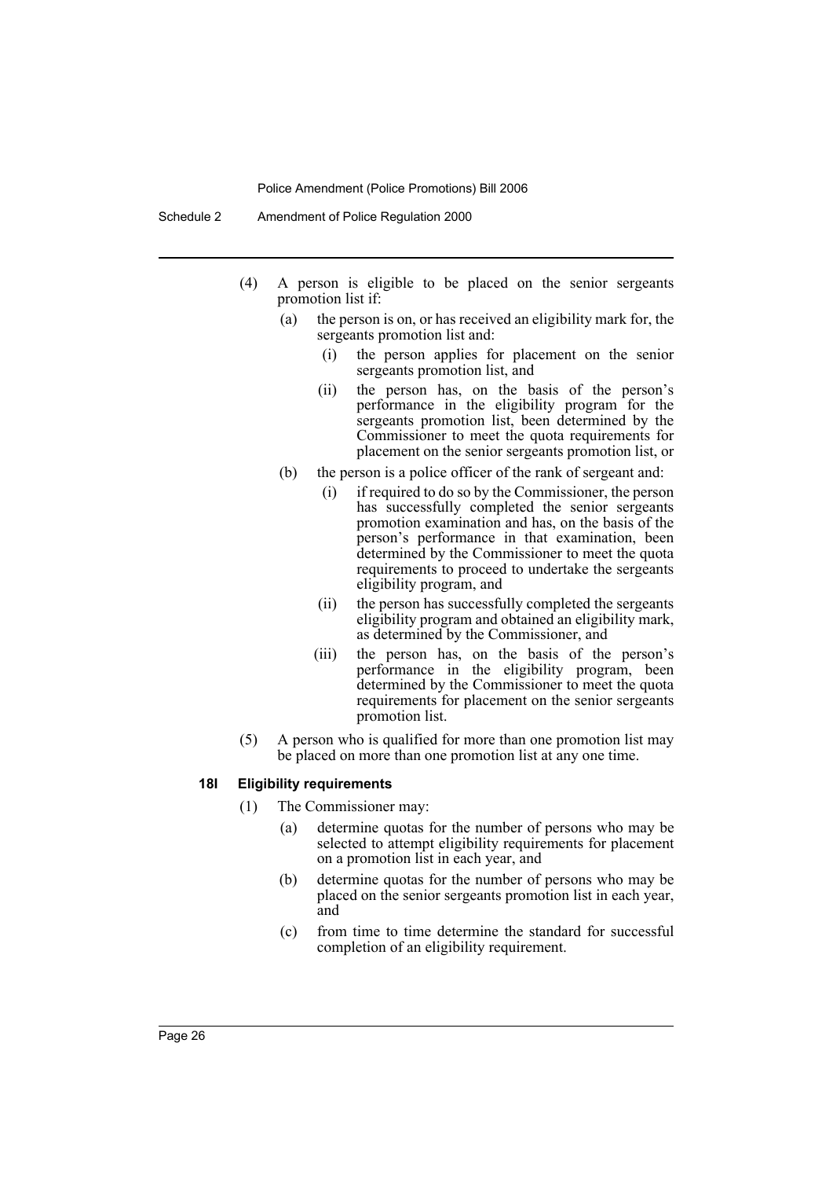(4) A person is eligible to be placed on the senior sergeants promotion list if:

(a) the person is on, or has received an eligibility mark for, the sergeants promotion list and:

(i) the person applies for placement on the senior sergeants promotion list, and

(ii) the person has, on the basis of the person's performance in the eligibility program for the sergeants promotion list, been determined by the Commissioner to meet the quota requirements for placement on the senior sergeants promotion list, or

(b) the person is a police officer of the rank of sergeant and:

(i) if required to do so by the Commissioner, the person has successfully completed the senior sergeants promotion examination and has, on the basis of the person's performance in that examination, been determined by the Commissioner to meet the quota requirements to proceed to undertake the sergeants eligibility program, and

(ii) the person has successfully completed the sergeants eligibility program and obtained an eligibility mark, as determined by the Commissioner, and

(iii) the person has, on the basis of the person's performance in the eligibility program, been determined by the Commissioner to meet the quota requirements for placement on the senior sergeants promotion list.

(5) A person who is qualified for more than one promotion list may be placed on more than one promotion list at any one time.

**18I Eligibility requirements**

(1) The Commissioner may:

(a) determine quotas for the number of persons who may be selected to attempt eligibility requirements for placement on a promotion list in each year, and

(b) determine quotas for the number of persons who may be placed on the senior sergeants promotion list in each year, and

(c) from time to time determine the standard for successful completion of an eligibility requirement.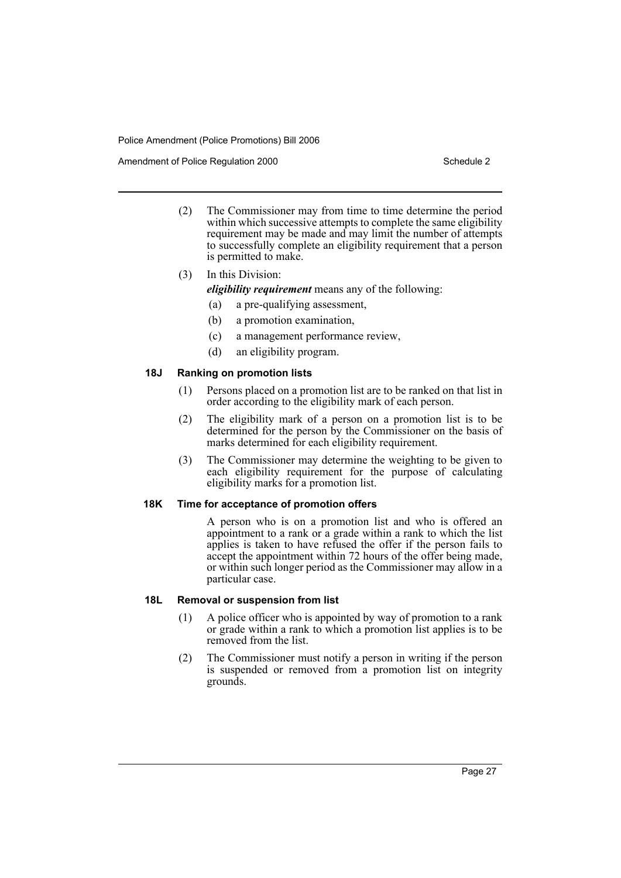(2) The Commissioner may from time to time determine the period within which successive attempts to complete the same eligibility requirement may be made and may limit the number of attempts to successfully complete an eligibility requirement that a person is permitted to make.

(3) In this Division:

***eligibility requirement*** means any of the following:

(a) a pre-qualifying assessment,

(b) a promotion examination,

(c) a management performance review,

(d) an eligibility program.

#### 18J Ranking on promotion lists

(1) Persons placed on a promotion list are to be ranked on that list in order according to the eligibility mark of each person.

(2) The eligibility mark of a person on a promotion list is to be determined for the person by the Commissioner on the basis of marks determined for each eligibility requirement.

(3) The Commissioner may determine the weighting to be given to each eligibility requirement for the purpose of calculating eligibility marks for a promotion list.

#### 18K Time for acceptance of promotion offers

A person who is on a promotion list and who is offered an appointment to a rank or a grade within a rank to which the list applies is taken to have refused the offer if the person fails to accept the appointment within 72 hours of the offer being made, or within such longer period as the Commissioner may allow in a particular case.

#### 18L Removal or suspension from list

(1) A police officer who is appointed by way of promotion to a rank or grade within a rank to which a promotion list applies is to be removed from the list.

(2) The Commissioner must notify a person in writing if the person is suspended or removed from a promotion list on integrity grounds.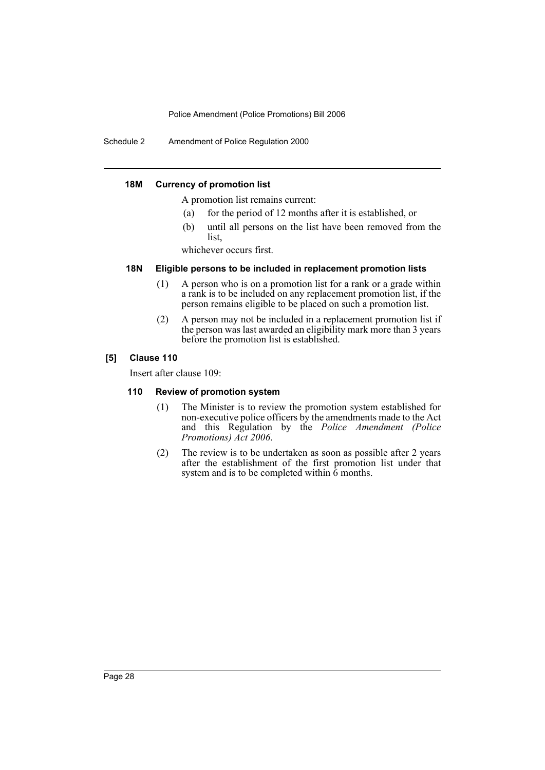#### 18M Currency of promotion list

A promotion list remains current:

(a) for the period of 12 months after it is established, or

(b) until all persons on the list have been removed from the list,

whichever occurs first.

#### 18N Eligible persons to be included in replacement promotion lists

(1) A person who is on a promotion list for a rank or a grade within a rank is to be included on any replacement promotion list, if the person remains eligible to be placed on such a promotion list.

(2) A person may not be included in a replacement promotion list if the person was last awarded an eligibility mark more than 3 years before the promotion list is established.

### [5] Clause 110

Insert after clause 109:

#### 110 Review of promotion system

(1) The Minister is to review the promotion system established for non-executive police officers by the amendments made to the Act and this Regulation by the *Police Amendment (Police Promotions) Act 2006*.

(2) The review is to be undertaken as soon as possible after 2 years after the establishment of the first promotion list under that system and is to be completed within 6 months.